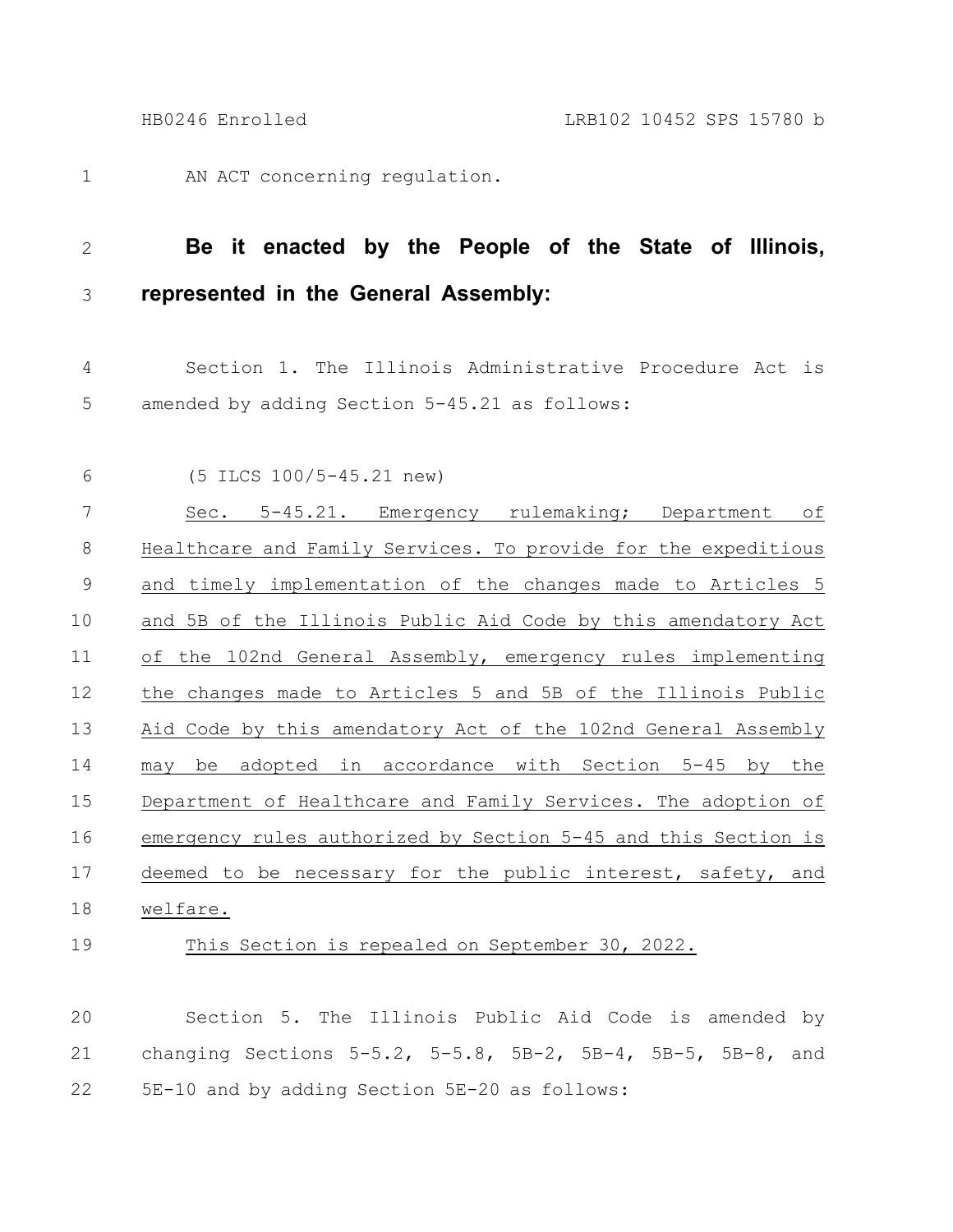AN ACT concerning regulation.

**Be it enacted by the People of the State of Illinois, represented in the General Assembly:**

Section 1. The Illinois Administrative Procedure Act is amended by adding Section 5-45.21 as follows:

(5 ILCS 100/5-45.21 new)

Sec. 5-45.21. Emergency rulemaking; Department of Healthcare and Family Services. To provide for the expeditious and timely implementation of the changes made to Articles 5 and 5B of the Illinois Public Aid Code by this amendatory Act of the 102nd General Assembly, emergency rules implementing the changes made to Articles 5 and 5B of the Illinois Public Aid Code by this amendatory Act of the 102nd General Assembly may be adopted in accordance with Section 5-45 by the Department of Healthcare and Family Services. The adoption of emergency rules authorized by Section 5-45 and this Section is deemed to be necessary for the public interest, safety, and welfare.

This Section is repealed on September 30, 2022.

Section 5. The Illinois Public Aid Code is amended by changing Sections 5-5.2, 5-5.8, 5B-2, 5B-4, 5B-5, 5B-8, and 5E-10 and by adding Section 5E-20 as follows: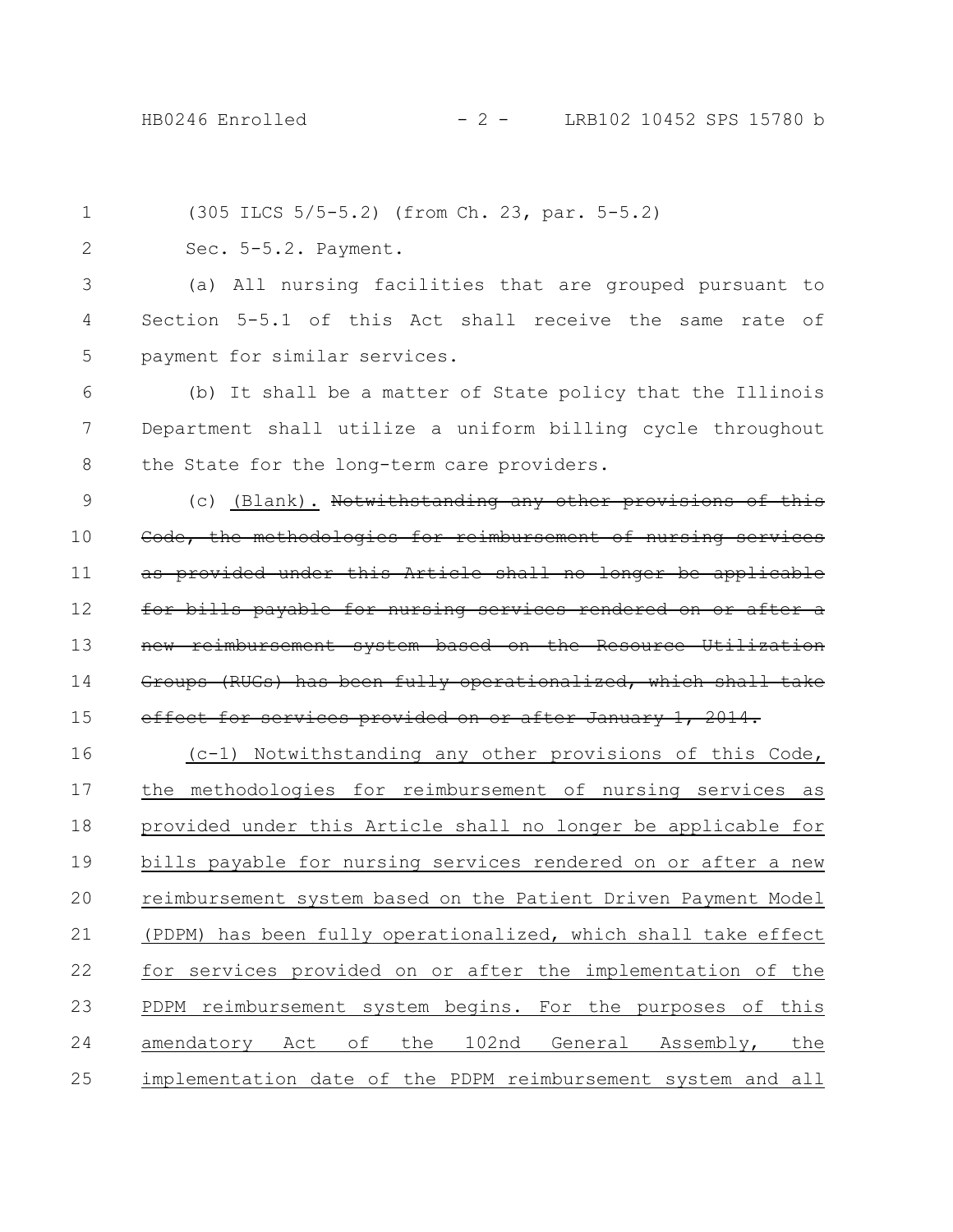(305 ILCS 5/5-5.2) (from Ch. 23, par. 5-5.2)

Sec. 5-5.2. Payment.

(a) All nursing facilities that are grouped pursuant to Section 5-5.1 of this Act shall receive the same rate of payment for similar services.

(b) It shall be a matter of State policy that the Illinois Department shall utilize a uniform billing cycle throughout the State for the long-term care providers.

(c) <u>(Blank).</u> ~~Notwithstanding any other provisions of this Code, the methodologies for reimbursement of nursing services as provided under this Article shall no longer be applicable for bills payable for nursing services rendered on or after a new reimbursement system based on the Resource Utilization Groups (RUGs) has been fully operationalized, which shall take effect for services provided on or after January 1, 2014.~~

<u>(c-1) Notwithstanding any other provisions of this Code, the methodologies for reimbursement of nursing services as provided under this Article shall no longer be applicable for bills payable for nursing services rendered on or after a new reimbursement system based on the Patient Driven Payment Model (PDPM) has been fully operationalized, which shall take effect for services provided on or after the implementation of the PDPM reimbursement system begins. For the purposes of this amendatory Act of the 102nd General Assembly, the implementation date of the PDPM reimbursement system and all</u>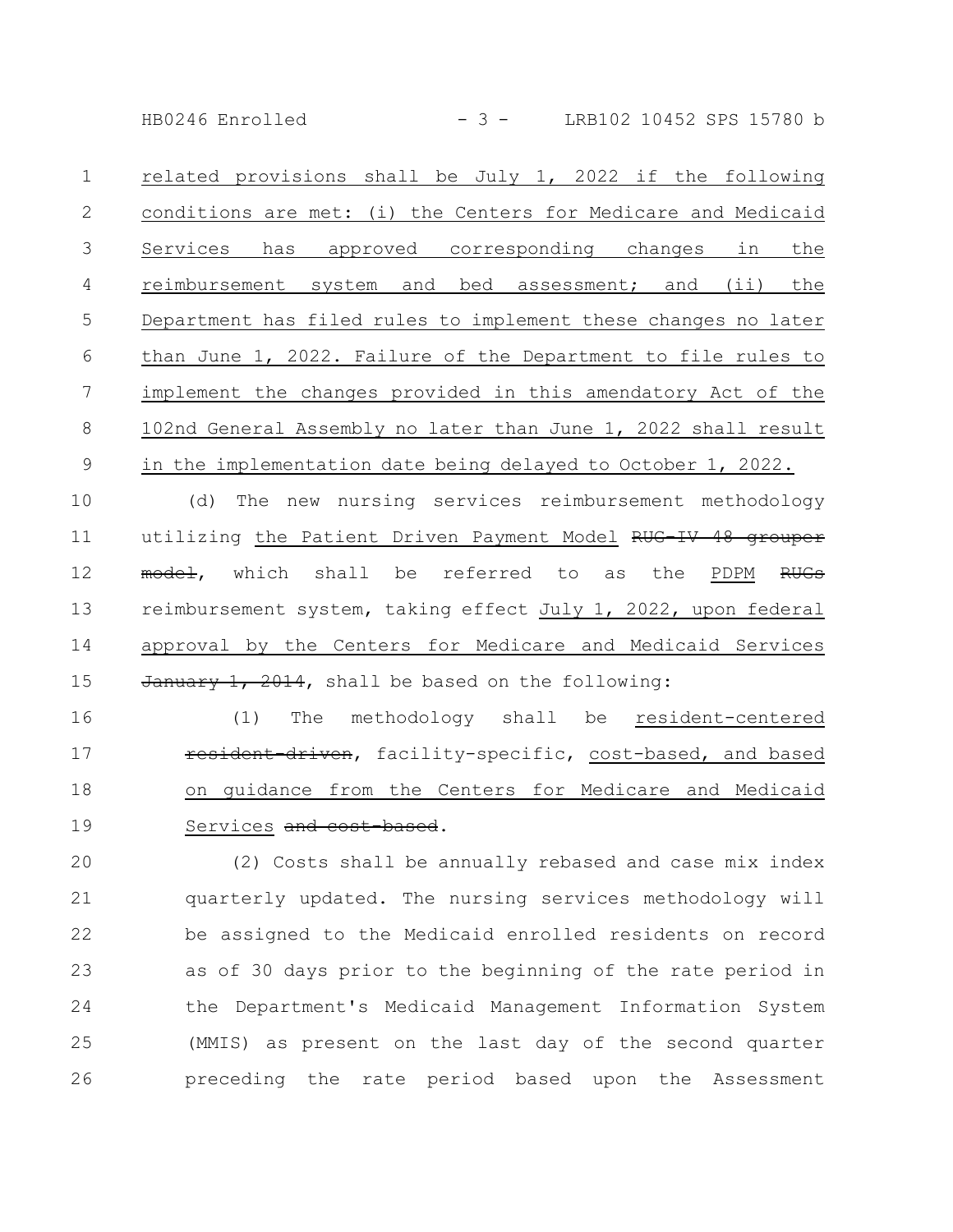related provisions shall be July 1, 2022 if the following conditions are met: (i) the Centers for Medicare and Medicaid Services has approved corresponding changes in the reimbursement system and bed assessment; and (ii) the Department has filed rules to implement these changes no later than June 1, 2022. Failure of the Department to file rules to implement the changes provided in this amendatory Act of the 102nd General Assembly no later than June 1, 2022 shall result in the implementation date being delayed to October 1, 2022.

(d) The new nursing services reimbursement methodology utilizing the Patient Driven Payment Model ~~RUG-IV 48 grouper model~~, which shall be referred to as the PDPM ~~RUGs~~ reimbursement system, taking effect July 1, 2022, upon federal approval by the Centers for Medicare and Medicaid Services ~~January 1, 2014~~, shall be based on the following:

(1) The methodology shall be resident-centered ~~resident-driven~~, facility-specific, cost-based, and based on guidance from the Centers for Medicare and Medicaid Services ~~and cost-based~~.

(2) Costs shall be annually rebased and case mix index quarterly updated. The nursing services methodology will be assigned to the Medicaid enrolled residents on record as of 30 days prior to the beginning of the rate period in the Department's Medicaid Management Information System (MMIS) as present on the last day of the second quarter preceding the rate period based upon the Assessment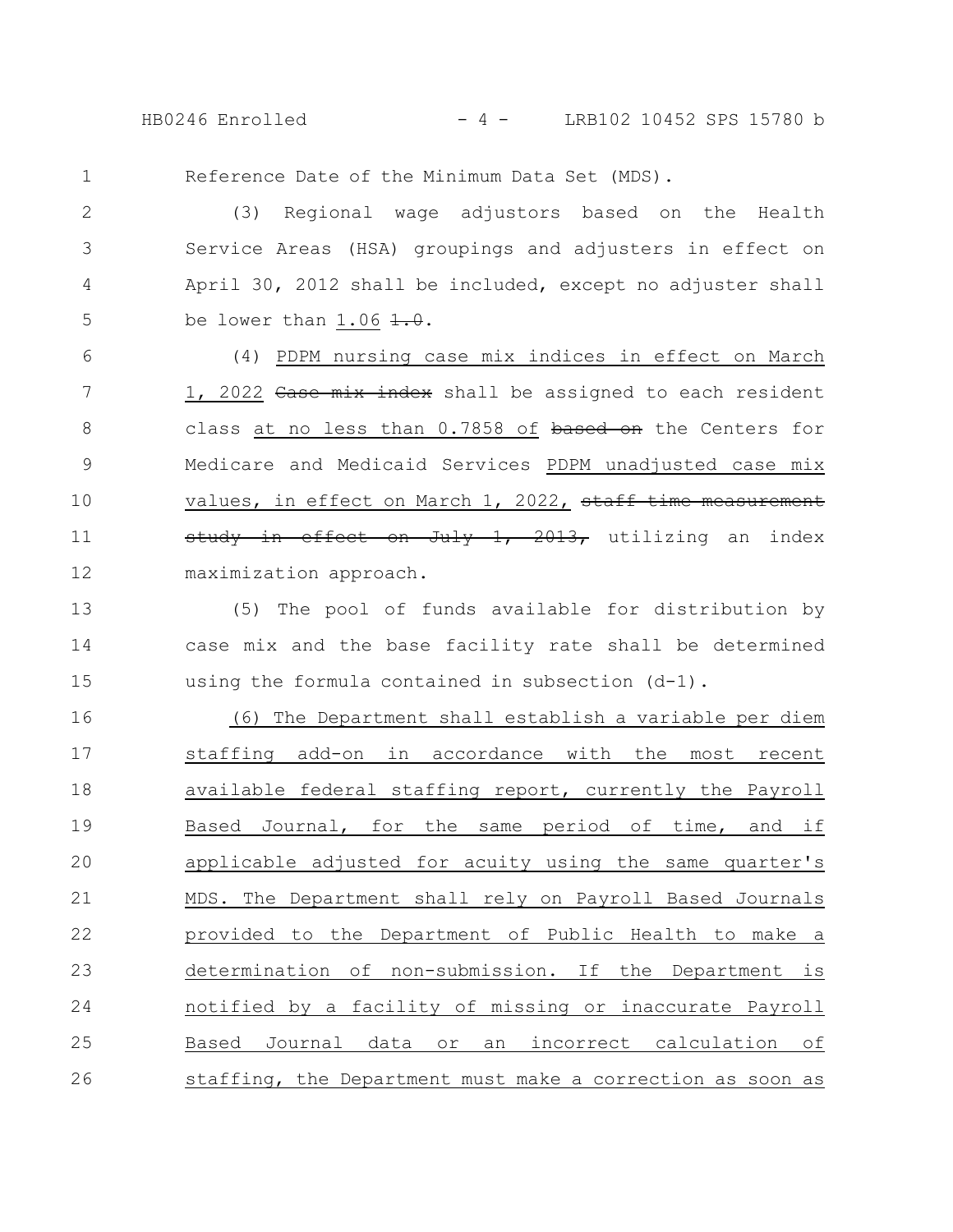Reference Date of the Minimum Data Set (MDS).

(3) Regional wage adjustors based on the Health Service Areas (HSA) groupings and adjusters in effect on April 30, 2012 shall be included, except no adjuster shall be lower than <u>1.06</u> ~~1.0~~.

(4) <u>PDPM nursing case mix indices in effect on March 1, 2022</u> ~~Case mix index~~ shall be assigned to each resident class <u>at no less than 0.7858 of</u> ~~based on~~ the Centers for Medicare and Medicaid Services <u>PDPM unadjusted case mix values, in effect on March 1, 2022,</u> ~~staff time measurement study in effect on July 1, 2013,~~ utilizing an index maximization approach.

(5) The pool of funds available for distribution by case mix and the base facility rate shall be determined using the formula contained in subsection (d-1).

<u>(6) The Department shall establish a variable per diem staffing add-on in accordance with the most recent available federal staffing report, currently the Payroll Based Journal, for the same period of time, and if applicable adjusted for acuity using the same quarter's MDS. The Department shall rely on Payroll Based Journals provided to the Department of Public Health to make a determination of non-submission. If the Department is notified by a facility of missing or inaccurate Payroll Based Journal data or an incorrect calculation of staffing, the Department must make a correction as soon as</u>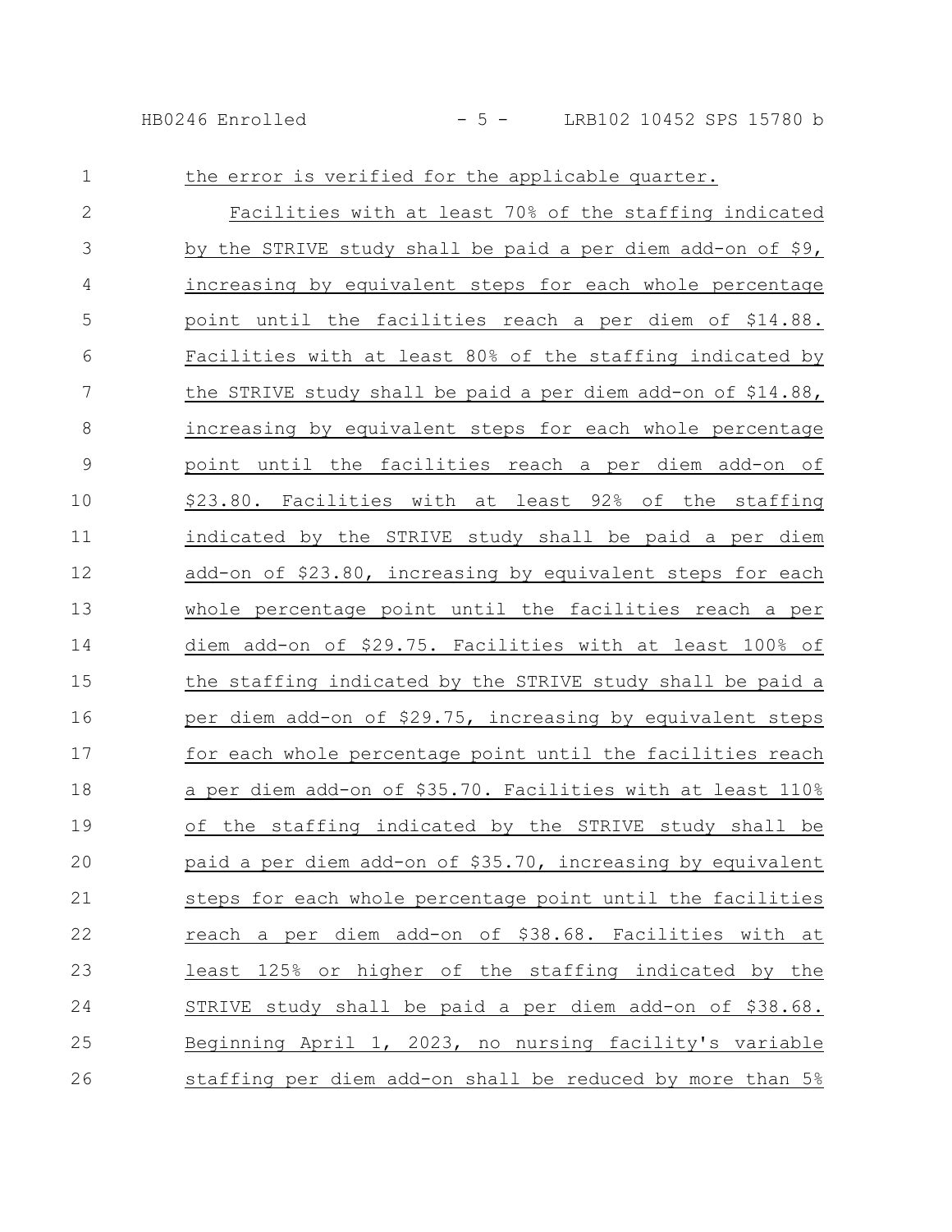the error is verified for the applicable quarter.

Facilities with at least 70% of the staffing indicated by the STRIVE study shall be paid a per diem add-on of $9, increasing by equivalent steps for each whole percentage point until the facilities reach a per diem of $14.88. Facilities with at least 80% of the staffing indicated by the STRIVE study shall be paid a per diem add-on of $14.88, increasing by equivalent steps for each whole percentage point until the facilities reach a per diem add-on of $23.80. Facilities with at least 92% of the staffing indicated by the STRIVE study shall be paid a per diem add-on of $23.80, increasing by equivalent steps for each whole percentage point until the facilities reach a per diem add-on of $29.75. Facilities with at least 100% of the staffing indicated by the STRIVE study shall be paid a per diem add-on of $29.75, increasing by equivalent steps for each whole percentage point until the facilities reach a per diem add-on of $35.70. Facilities with at least 110% of the staffing indicated by the STRIVE study shall be paid a per diem add-on of $35.70, increasing by equivalent steps for each whole percentage point until the facilities reach a per diem add-on of $38.68. Facilities with at least 125% or higher of the staffing indicated by the STRIVE study shall be paid a per diem add-on of $38.68. Beginning April 1, 2023, no nursing facility's variable staffing per diem add-on shall be reduced by more than 5%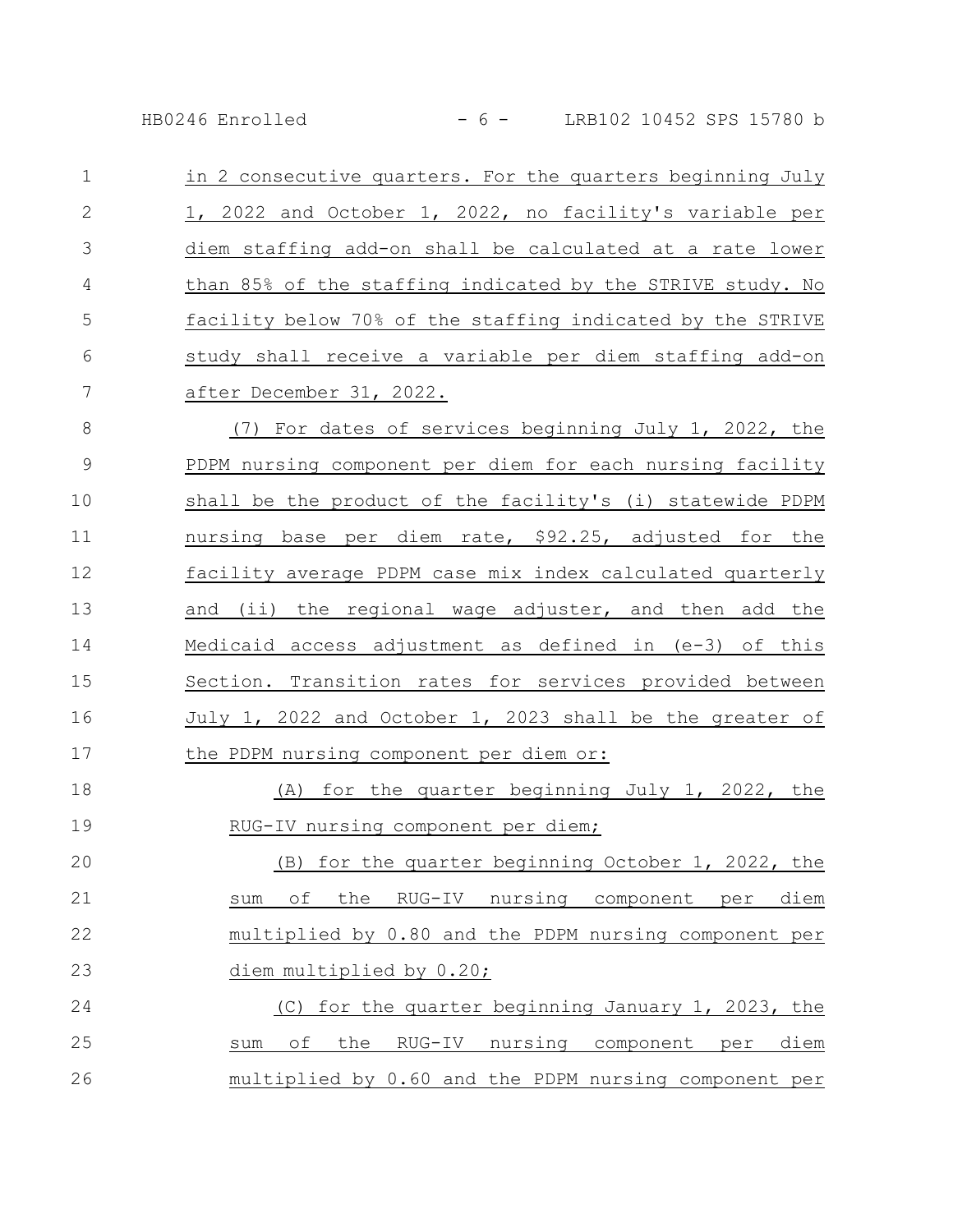in 2 consecutive quarters. For the quarters beginning July 1, 2022 and October 1, 2022, no facility's variable per diem staffing add-on shall be calculated at a rate lower than 85% of the staffing indicated by the STRIVE study. No facility below 70% of the staffing indicated by the STRIVE study shall receive a variable per diem staffing add-on after December 31, 2022.

(7) For dates of services beginning July 1, 2022, the PDPM nursing component per diem for each nursing facility shall be the product of the facility's (i) statewide PDPM nursing base per diem rate, $92.25, adjusted for the facility average PDPM case mix index calculated quarterly and (ii) the regional wage adjuster, and then add the Medicaid access adjustment as defined in (e-3) of this Section. Transition rates for services provided between July 1, 2022 and October 1, 2023 shall be the greater of the PDPM nursing component per diem or:

(A) for the quarter beginning July 1, 2022, the RUG-IV nursing component per diem;

(B) for the quarter beginning October 1, 2022, the sum of the RUG-IV nursing component per diem multiplied by 0.80 and the PDPM nursing component per diem multiplied by 0.20;

(C) for the quarter beginning January 1, 2023, the sum of the RUG-IV nursing component per diem multiplied by 0.60 and the PDPM nursing component per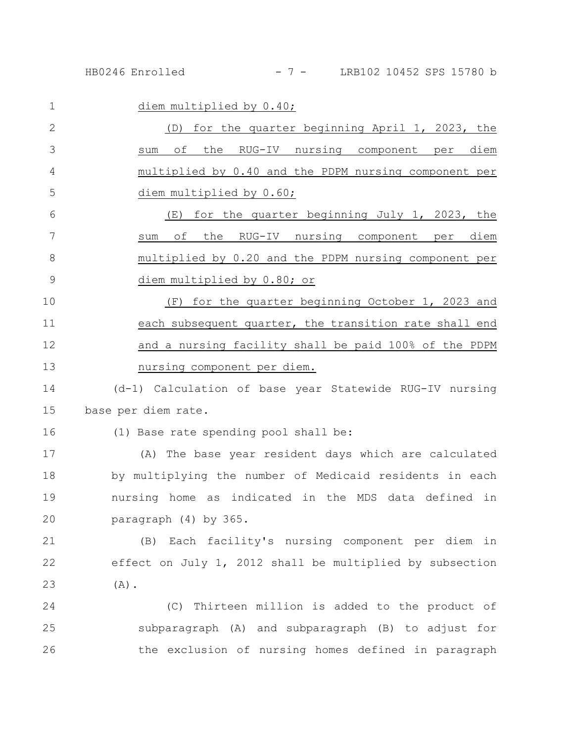diem multiplied by 0.40;

(D) for the quarter beginning April 1, 2023, the sum of the RUG-IV nursing component per diem multiplied by 0.40 and the PDPM nursing component per diem multiplied by 0.60;

(E) for the quarter beginning July 1, 2023, the sum of the RUG-IV nursing component per diem multiplied by 0.20 and the PDPM nursing component per diem multiplied by 0.80; or

(F) for the quarter beginning October 1, 2023 and each subsequent quarter, the transition rate shall end and a nursing facility shall be paid 100% of the PDPM nursing component per diem.

(d-1) Calculation of base year Statewide RUG-IV nursing base per diem rate.

(1) Base rate spending pool shall be:

(A) The base year resident days which are calculated by multiplying the number of Medicaid residents in each nursing home as indicated in the MDS data defined in paragraph (4) by 365.

(B) Each facility's nursing component per diem in effect on July 1, 2012 shall be multiplied by subsection (A).

(C) Thirteen million is added to the product of subparagraph (A) and subparagraph (B) to adjust for the exclusion of nursing homes defined in paragraph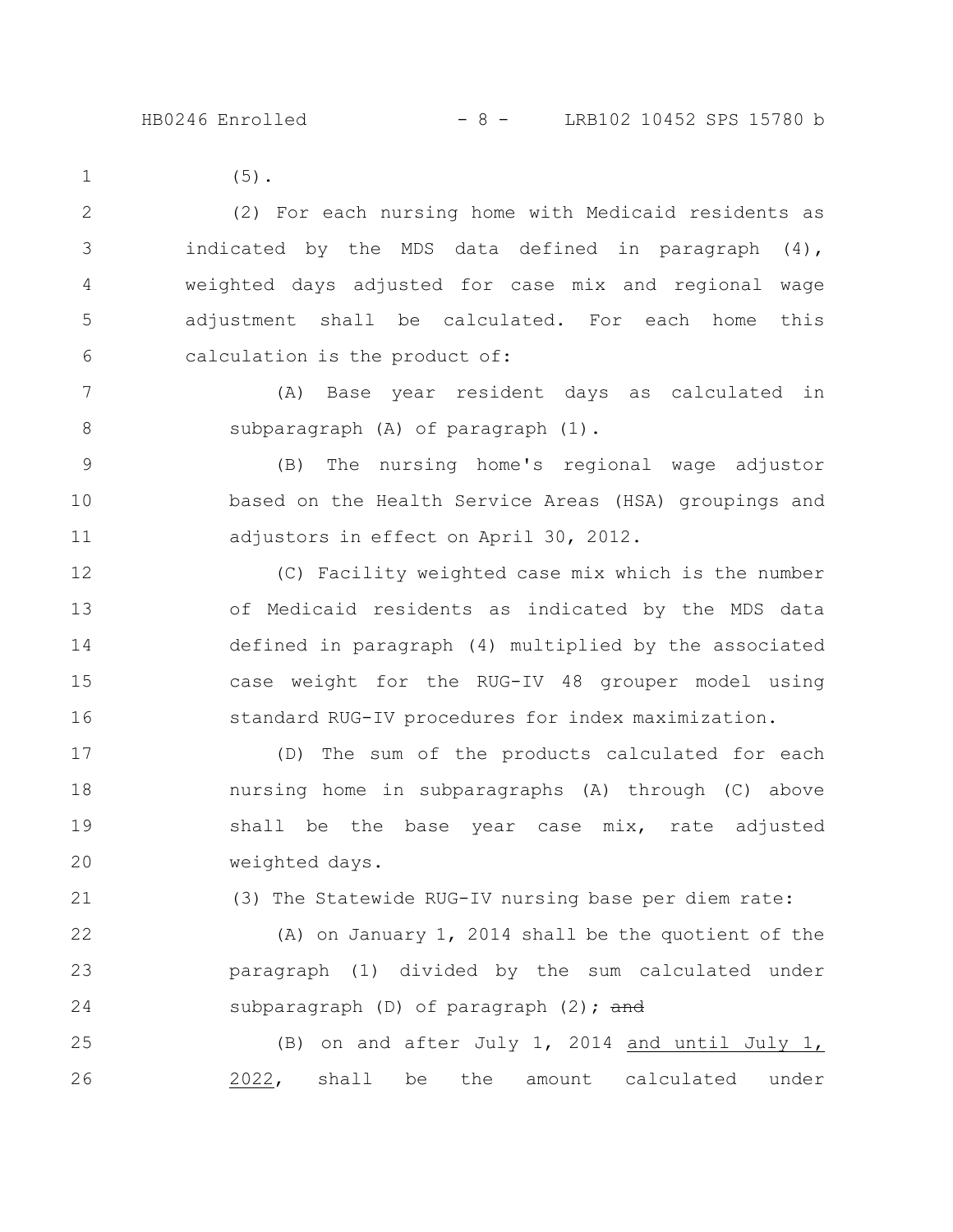(5).

(2) For each nursing home with Medicaid residents as indicated by the MDS data defined in paragraph (4), weighted days adjusted for case mix and regional wage adjustment shall be calculated. For each home this calculation is the product of:

(A) Base year resident days as calculated in subparagraph (A) of paragraph (1).

(B) The nursing home's regional wage adjustor based on the Health Service Areas (HSA) groupings and adjustors in effect on April 30, 2012.

(C) Facility weighted case mix which is the number of Medicaid residents as indicated by the MDS data defined in paragraph (4) multiplied by the associated case weight for the RUG-IV 48 grouper model using standard RUG-IV procedures for index maximization.

(D) The sum of the products calculated for each nursing home in subparagraphs (A) through (C) above shall be the base year case mix, rate adjusted weighted days.

(3) The Statewide RUG-IV nursing base per diem rate:

(A) on January 1, 2014 shall be the quotient of the paragraph (1) divided by the sum calculated under subparagraph (D) of paragraph (2); ~~and~~

(B) on and after July 1, 2014 <u>and until July 1, 2022</u>, shall be the amount calculated under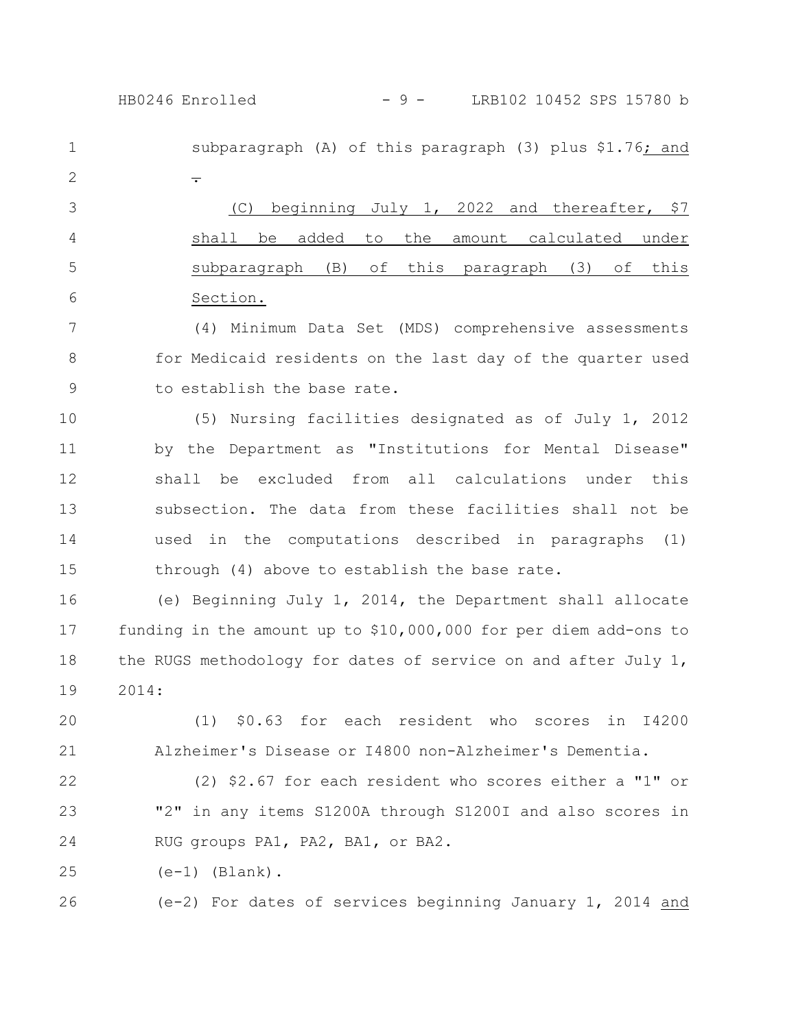subparagraph (A) of this paragraph (3) plus $1.76; and .

(C) beginning July 1, 2022 and thereafter, $7 shall be added to the amount calculated under subparagraph (B) of this paragraph (3) of this Section.

(4) Minimum Data Set (MDS) comprehensive assessments for Medicaid residents on the last day of the quarter used to establish the base rate.

(5) Nursing facilities designated as of July 1, 2012 by the Department as "Institutions for Mental Disease" shall be excluded from all calculations under this subsection. The data from these facilities shall not be used in the computations described in paragraphs (1) through (4) above to establish the base rate.

(e) Beginning July 1, 2014, the Department shall allocate funding in the amount up to $10,000,000 for per diem add-ons to the RUGS methodology for dates of service on and after July 1, 2014:

(1) $0.63 for each resident who scores in I4200 Alzheimer's Disease or I4800 non-Alzheimer's Dementia.

(2) $2.67 for each resident who scores either a "1" or "2" in any items S1200A through S1200I and also scores in RUG groups PA1, PA2, BA1, or BA2.

(e-1) (Blank).

(e-2) For dates of services beginning January 1, 2014 and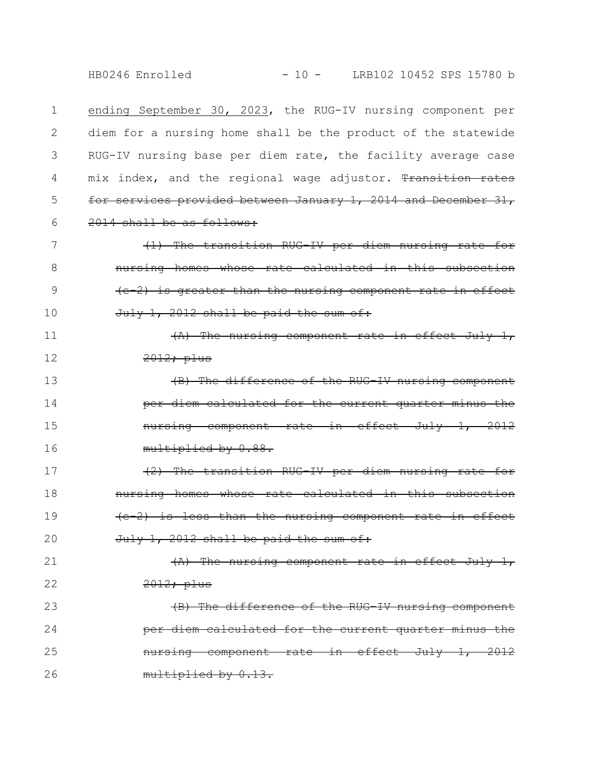ending September 30, 2023, the RUG-IV nursing component per diem for a nursing home shall be the product of the statewide RUG-IV nursing base per diem rate, the facility average case mix index, and the regional wage adjustor. ~~Transition rates for services provided between January 1, 2014 and December 31, 2014 shall be as follows:~~

~~(1) The transition RUG-IV per diem nursing rate for nursing homes whose rate calculated in this subsection (e-2) is greater than the nursing component rate in effect July 1, 2012 shall be paid the sum of:~~

~~(A) The nursing component rate in effect July 1, 2012; plus~~

~~(B) The difference of the RUG-IV nursing component per diem calculated for the current quarter minus the nursing component rate in effect July 1, 2012 multiplied by 0.88.~~

~~(2) The transition RUG-IV per diem nursing rate for nursing homes whose rate calculated in this subsection (e-2) is less than the nursing component rate in effect July 1, 2012 shall be paid the sum of:~~

~~(A) The nursing component rate in effect July 1, 2012; plus~~

~~(B) The difference of the RUG-IV nursing component per diem calculated for the current quarter minus the nursing component rate in effect July 1, 2012 multiplied by 0.13.~~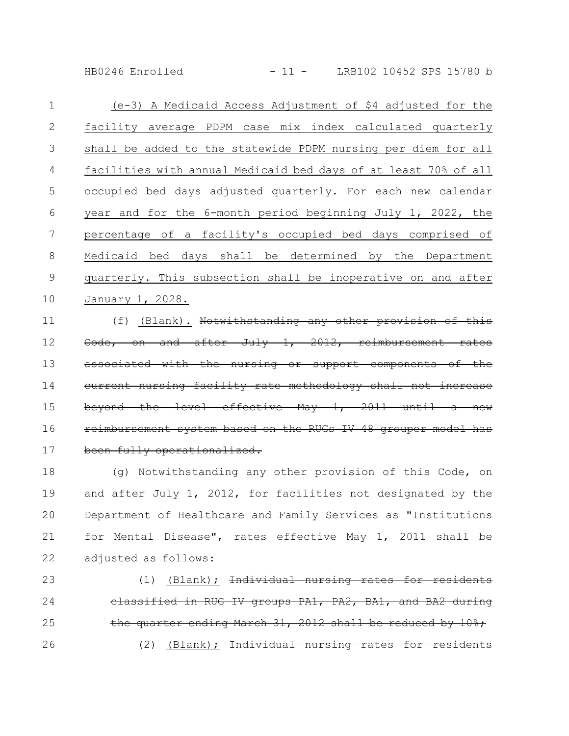(e-3) A Medicaid Access Adjustment of $4 adjusted for the facility average PDPM case mix index calculated quarterly shall be added to the statewide PDPM nursing per diem for all facilities with annual Medicaid bed days of at least 70% of all occupied bed days adjusted quarterly. For each new calendar year and for the 6-month period beginning July 1, 2022, the percentage of a facility's occupied bed days comprised of Medicaid bed days shall be determined by the Department quarterly. This subsection shall be inoperative on and after January 1, 2028.

(f) (Blank). ~~Notwithstanding any other provision of this Code, on and after July 1, 2012, reimbursement rates associated with the nursing or support components of the current nursing facility rate methodology shall not increase beyond the level effective May 1, 2011 until a new reimbursement system based on the RUGs IV 48 grouper model has been fully operationalized.~~

(g) Notwithstanding any other provision of this Code, on and after July 1, 2012, for facilities not designated by the Department of Healthcare and Family Services as "Institutions for Mental Disease", rates effective May 1, 2011 shall be adjusted as follows:

(1) (Blank); ~~Individual nursing rates for residents classified in RUG IV groups PA1, PA2, BA1, and BA2 during the quarter ending March 31, 2012 shall be reduced by 10%;~~

(2) (Blank); ~~Individual nursing rates for residents~~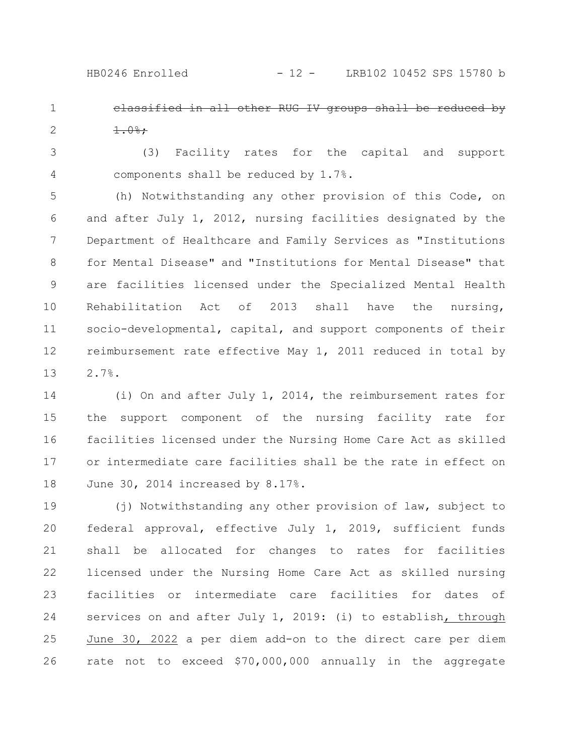~~classified in all other RUG IV groups shall be reduced by 1.0%;~~

(3) Facility rates for the capital and support components shall be reduced by 1.7%.

(h) Notwithstanding any other provision of this Code, on and after July 1, 2012, nursing facilities designated by the Department of Healthcare and Family Services as "Institutions for Mental Disease" and "Institutions for Mental Disease" that are facilities licensed under the Specialized Mental Health Rehabilitation Act of 2013 shall have the nursing, socio-developmental, capital, and support components of their reimbursement rate effective May 1, 2011 reduced in total by 2.7%.

(i) On and after July 1, 2014, the reimbursement rates for the support component of the nursing facility rate for facilities licensed under the Nursing Home Care Act as skilled or intermediate care facilities shall be the rate in effect on June 30, 2014 increased by 8.17%.

(j) Notwithstanding any other provision of law, subject to federal approval, effective July 1, 2019, sufficient funds shall be allocated for changes to rates for facilities licensed under the Nursing Home Care Act as skilled nursing facilities or intermediate care facilities for dates of services on and after July 1, 2019: (i) to establish, through June 30, 2022 a per diem add-on to the direct care per diem rate not to exceed $70,000,000 annually in the aggregate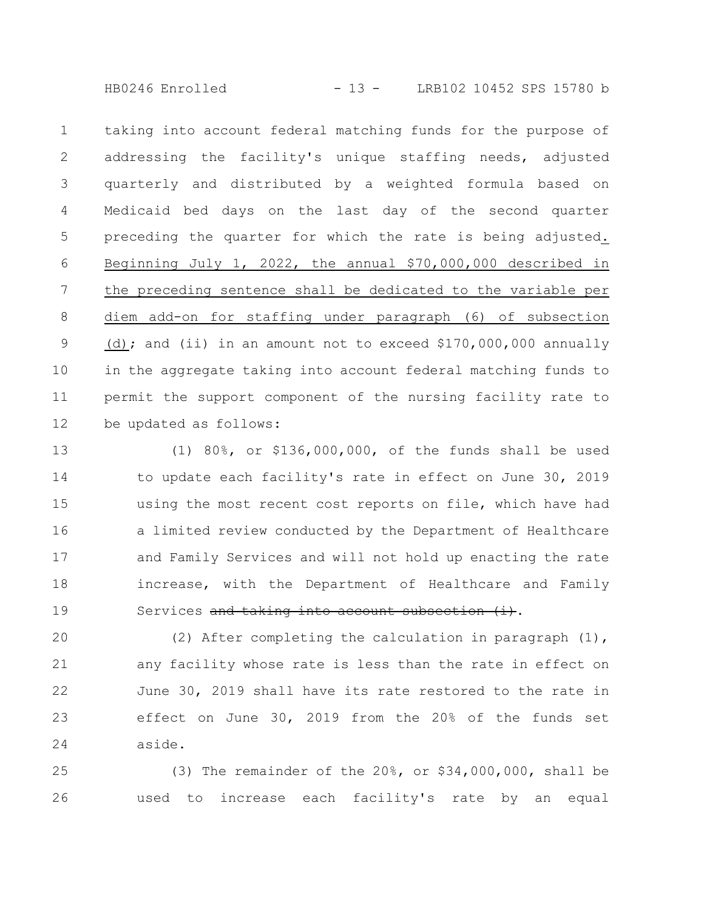taking into account federal matching funds for the purpose of addressing the facility's unique staffing needs, adjusted quarterly and distributed by a weighted formula based on Medicaid bed days on the last day of the second quarter preceding the quarter for which the rate is being adjusted. Beginning July 1, 2022, the annual $70,000,000 described in the preceding sentence shall be dedicated to the variable per diem add-on for staffing under paragraph (6) of subsection (d); and (ii) in an amount not to exceed $170,000,000 annually in the aggregate taking into account federal matching funds to permit the support component of the nursing facility rate to be updated as follows:

(1) 80%, or $136,000,000, of the funds shall be used to update each facility's rate in effect on June 30, 2019 using the most recent cost reports on file, which have had a limited review conducted by the Department of Healthcare and Family Services and will not hold up enacting the rate increase, with the Department of Healthcare and Family Services ~~and taking into account subsection (i)~~.

(2) After completing the calculation in paragraph (1), any facility whose rate is less than the rate in effect on June 30, 2019 shall have its rate restored to the rate in effect on June 30, 2019 from the 20% of the funds set aside.

(3) The remainder of the 20%, or $34,000,000, shall be used to increase each facility's rate by an equal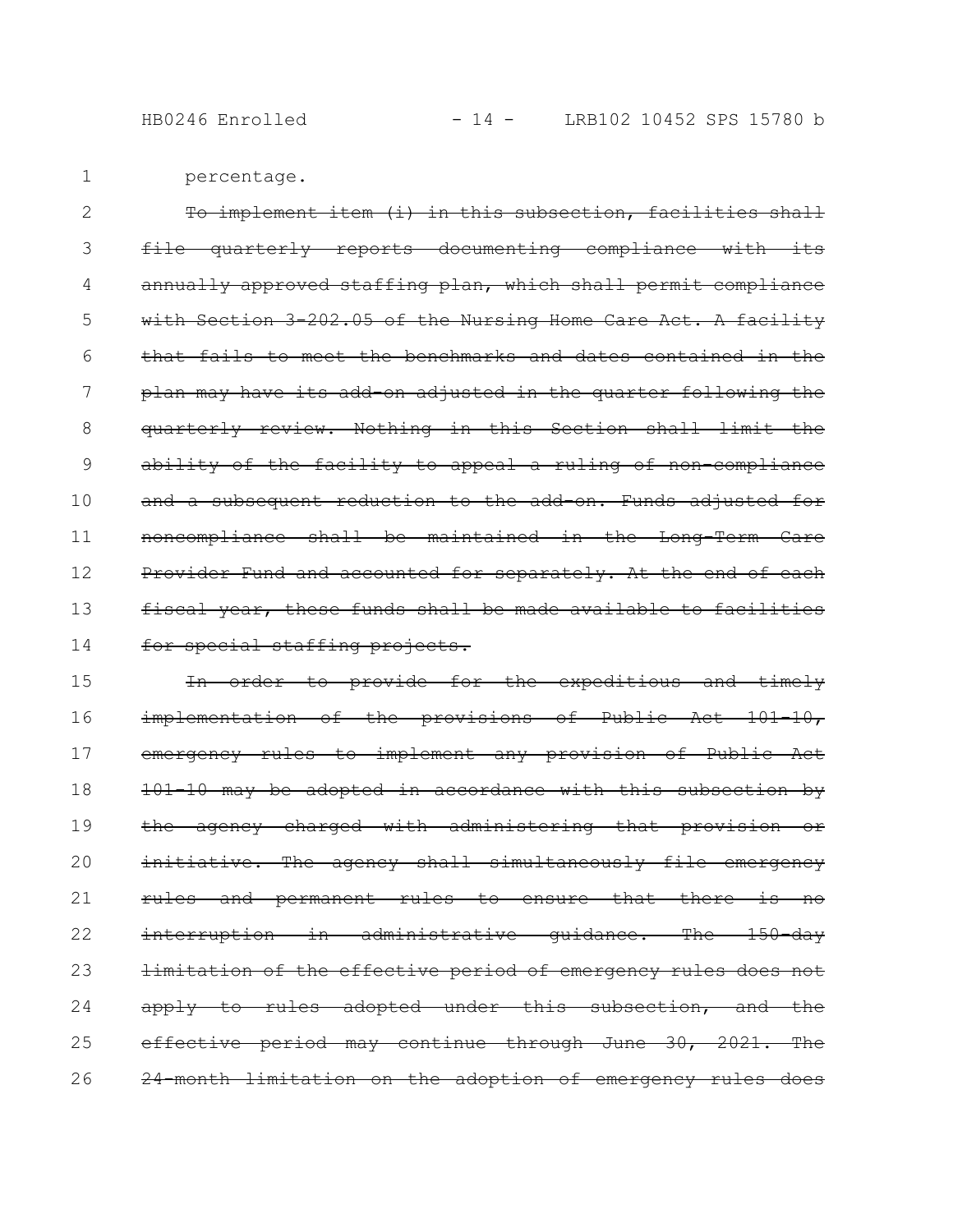percentage.

~~To implement item (i) in this subsection, facilities shall file quarterly reports documenting compliance with its annually approved staffing plan, which shall permit compliance with Section 3-202.05 of the Nursing Home Care Act. A facility that fails to meet the benchmarks and dates contained in the plan may have its add-on adjusted in the quarter following the quarterly review. Nothing in this Section shall limit the ability of the facility to appeal a ruling of non-compliance and a subsequent reduction to the add-on. Funds adjusted for noncompliance shall be maintained in the Long-Term Care Provider Fund and accounted for separately. At the end of each fiscal year, these funds shall be made available to facilities for special staffing projects.~~

~~In order to provide for the expeditious and timely implementation of the provisions of Public Act 101-10, emergency rules to implement any provision of Public Act 101-10 may be adopted in accordance with this subsection by the agency charged with administering that provision or initiative. The agency shall simultaneously file emergency rules and permanent rules to ensure that there is no interruption in administrative guidance. The 150-day limitation of the effective period of emergency rules does not apply to rules adopted under this subsection, and the effective period may continue through June 30, 2021. The 24-month limitation on the adoption of emergency rules does~~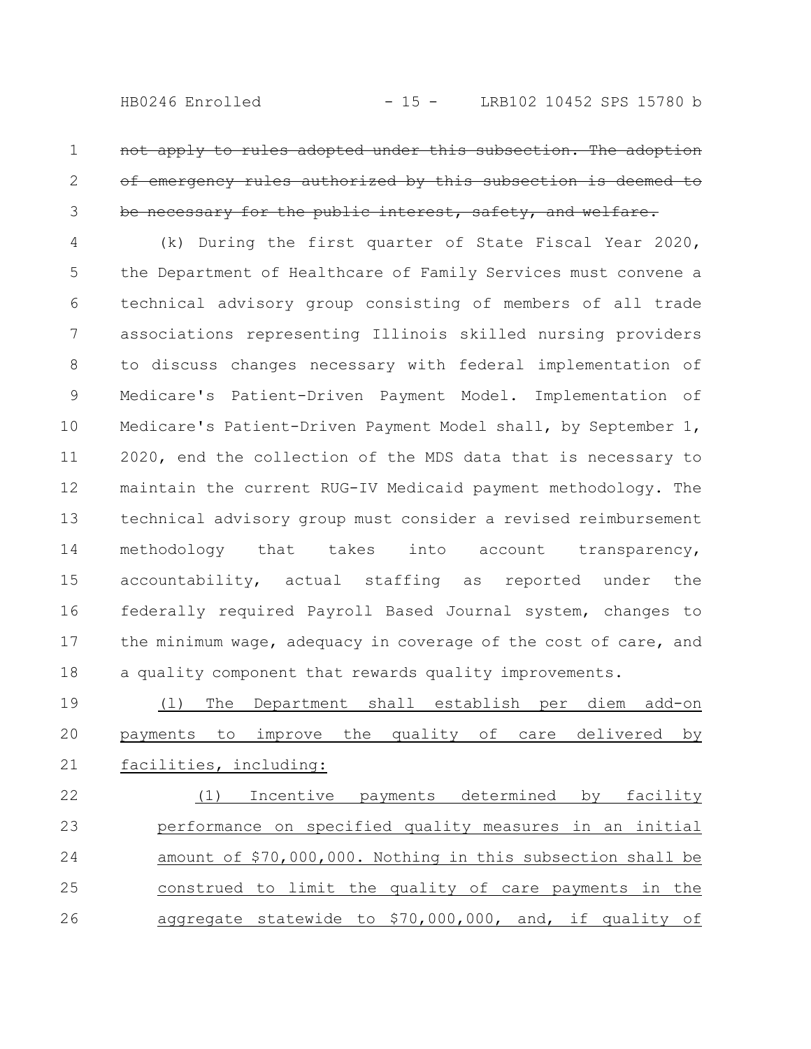~~not apply to rules adopted under this subsection. The adoption of emergency rules authorized by this subsection is deemed to be necessary for the public interest, safety, and welfare.~~

(k) During the first quarter of State Fiscal Year 2020, the Department of Healthcare of Family Services must convene a technical advisory group consisting of members of all trade associations representing Illinois skilled nursing providers to discuss changes necessary with federal implementation of Medicare's Patient-Driven Payment Model. Implementation of Medicare's Patient-Driven Payment Model shall, by September 1, 2020, end the collection of the MDS data that is necessary to maintain the current RUG-IV Medicaid payment methodology. The technical advisory group must consider a revised reimbursement methodology that takes into account transparency, accountability, actual staffing as reported under the federally required Payroll Based Journal system, changes to the minimum wage, adequacy in coverage of the cost of care, and a quality component that rewards quality improvements.

<u>(l) The Department shall establish per diem add-on payments to improve the quality of care delivered by facilities, including:</u>

<u>(1) Incentive payments determined by facility performance on specified quality measures in an initial amount of $70,000,000. Nothing in this subsection shall be construed to limit the quality of care payments in the aggregate statewide to $70,000,000, and, if quality of</u>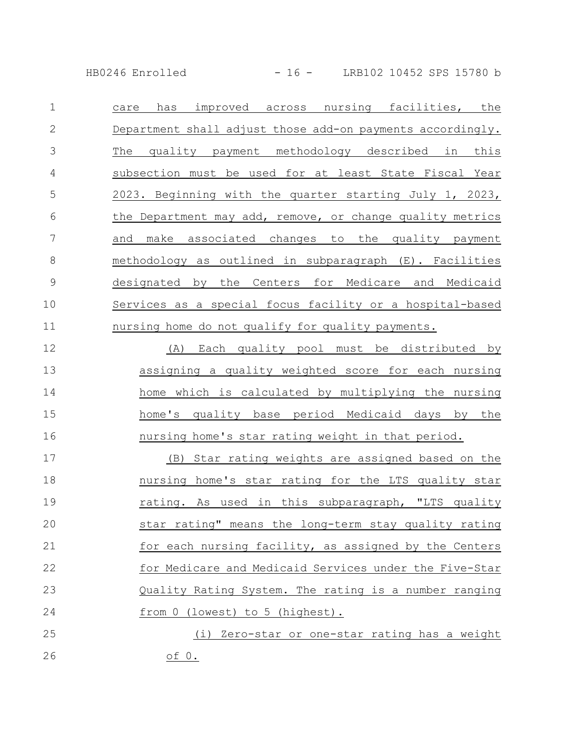care has improved across nursing facilities, the Department shall adjust those add-on payments accordingly. The quality payment methodology described in this subsection must be used for at least State Fiscal Year 2023. Beginning with the quarter starting July 1, 2023, the Department may add, remove, or change quality metrics and make associated changes to the quality payment methodology as outlined in subparagraph (E). Facilities designated by the Centers for Medicare and Medicaid Services as a special focus facility or a hospital-based nursing home do not qualify for quality payments.

(A) Each quality pool must be distributed by assigning a quality weighted score for each nursing home which is calculated by multiplying the nursing home's quality base period Medicaid days by the nursing home's star rating weight in that period.

(B) Star rating weights are assigned based on the nursing home's star rating for the LTS quality star rating. As used in this subparagraph, "LTS quality star rating" means the long-term stay quality rating for each nursing facility, as assigned by the Centers for Medicare and Medicaid Services under the Five-Star Quality Rating System. The rating is a number ranging from 0 (lowest) to 5 (highest).

(i) Zero-star or one-star rating has a weight of 0.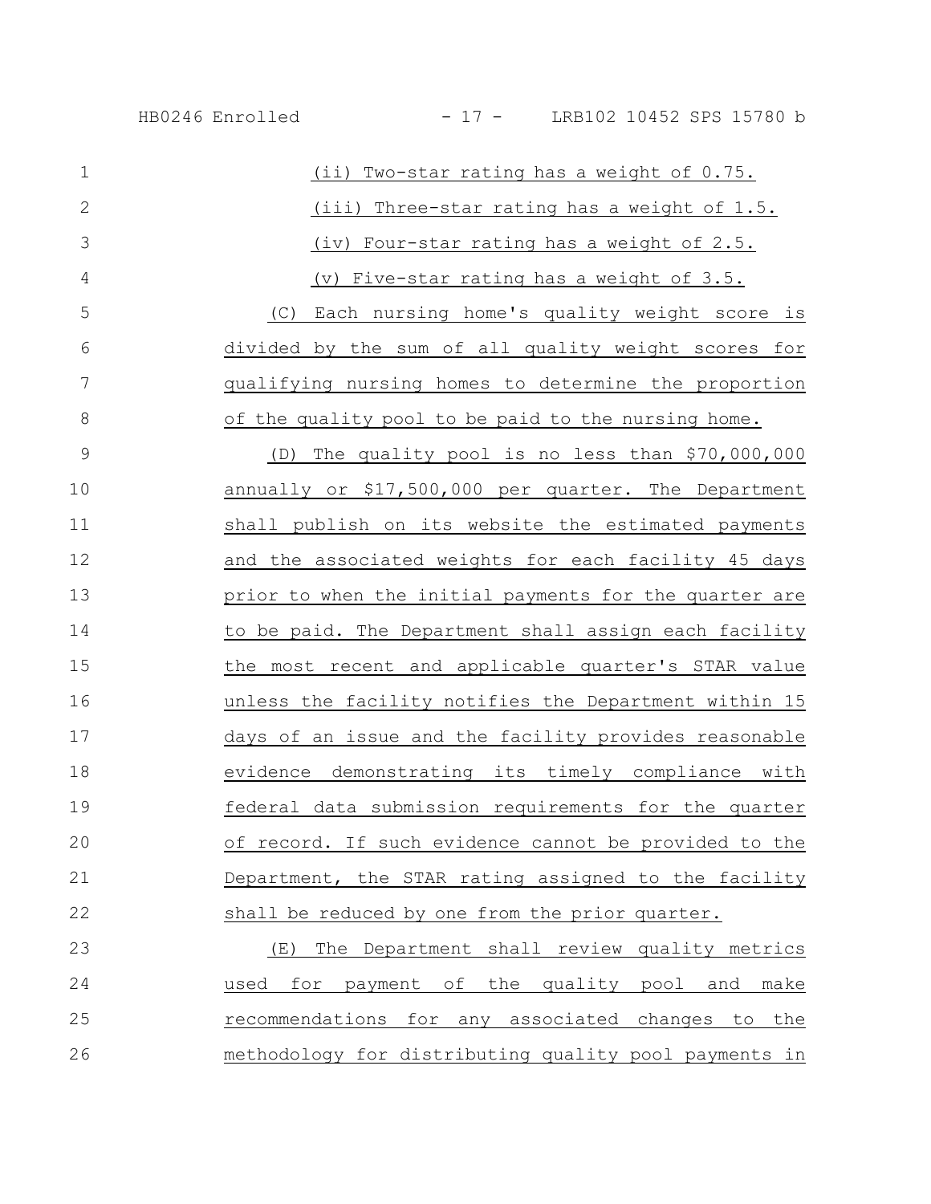(ii) Two-star rating has a weight of 0.75.

(iii) Three-star rating has a weight of 1.5.

(iv) Four-star rating has a weight of 2.5.

(v) Five-star rating has a weight of 3.5.

(C) Each nursing home's quality weight score is divided by the sum of all quality weight scores for qualifying nursing homes to determine the proportion of the quality pool to be paid to the nursing home.

(D) The quality pool is no less than $70,000,000 annually or $17,500,000 per quarter. The Department shall publish on its website the estimated payments and the associated weights for each facility 45 days prior to when the initial payments for the quarter are to be paid. The Department shall assign each facility the most recent and applicable quarter's STAR value unless the facility notifies the Department within 15 days of an issue and the facility provides reasonable evidence demonstrating its timely compliance with federal data submission requirements for the quarter of record. If such evidence cannot be provided to the Department, the STAR rating assigned to the facility shall be reduced by one from the prior quarter.

(E) The Department shall review quality metrics used for payment of the quality pool and make recommendations for any associated changes to the methodology for distributing quality pool payments in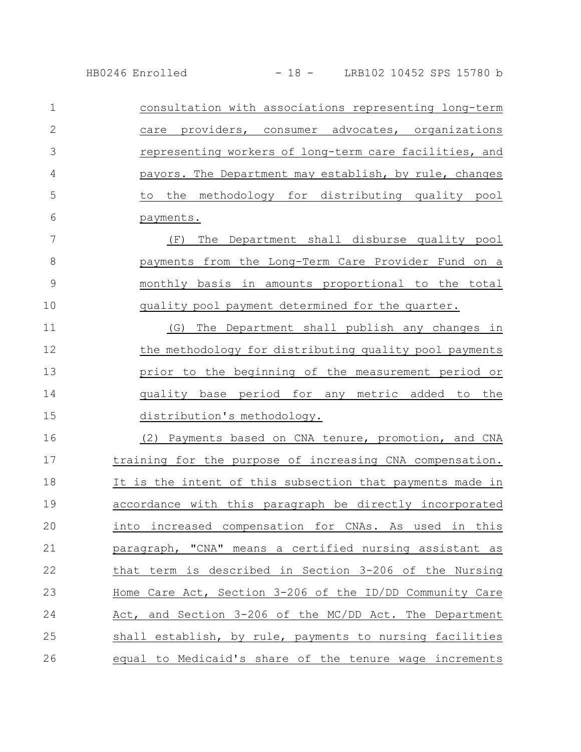consultation with associations representing long-term care providers, consumer advocates, organizations representing workers of long-term care facilities, and payors. The Department may establish, by rule, changes to the methodology for distributing quality pool payments.

(F) The Department shall disburse quality pool payments from the Long-Term Care Provider Fund on a monthly basis in amounts proportional to the total quality pool payment determined for the quarter.

(G) The Department shall publish any changes in the methodology for distributing quality pool payments prior to the beginning of the measurement period or quality base period for any metric added to the distribution's methodology.

(2) Payments based on CNA tenure, promotion, and CNA training for the purpose of increasing CNA compensation. It is the intent of this subsection that payments made in accordance with this paragraph be directly incorporated into increased compensation for CNAs. As used in this paragraph, "CNA" means a certified nursing assistant as that term is described in Section 3-206 of the Nursing Home Care Act, Section 3-206 of the ID/DD Community Care Act, and Section 3-206 of the MC/DD Act. The Department shall establish, by rule, payments to nursing facilities equal to Medicaid's share of the tenure wage increments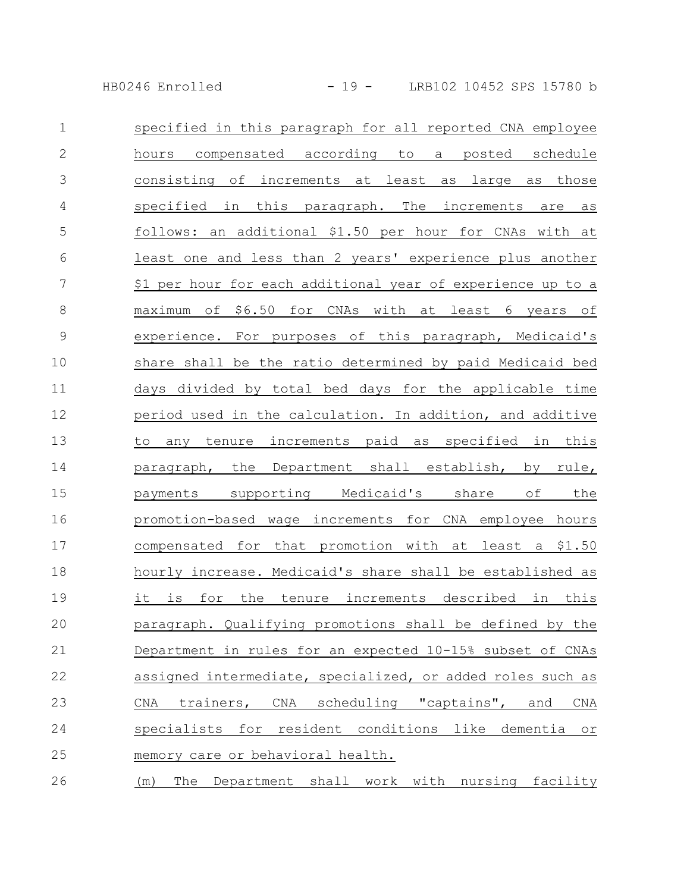specified in this paragraph for all reported CNA employee hours compensated according to a posted schedule consisting of increments at least as large as those specified in this paragraph. The increments are as follows: an additional $1.50 per hour for CNAs with at least one and less than 2 years' experience plus another $1 per hour for each additional year of experience up to a maximum of $6.50 for CNAs with at least 6 years of experience. For purposes of this paragraph, Medicaid's share shall be the ratio determined by paid Medicaid bed days divided by total bed days for the applicable time period used in the calculation. In addition, and additive to any tenure increments paid as specified in this paragraph, the Department shall establish, by rule, payments supporting Medicaid's share of the promotion-based wage increments for CNA employee hours compensated for that promotion with at least a $1.50 hourly increase. Medicaid's share shall be established as it is for the tenure increments described in this paragraph. Qualifying promotions shall be defined by the Department in rules for an expected 10-15% subset of CNAs assigned intermediate, specialized, or added roles such as CNA trainers, CNA scheduling "captains", and CNA specialists for resident conditions like dementia or memory care or behavioral health.

(m) The Department shall work with nursing facility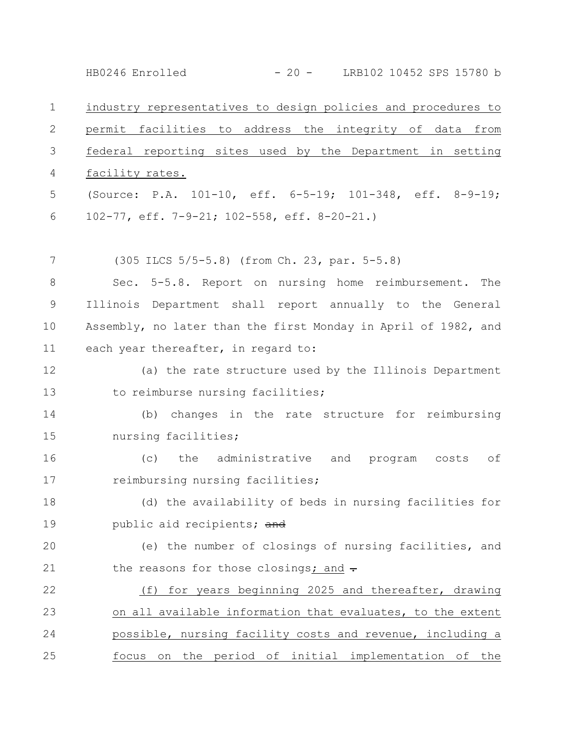industry representatives to design policies and procedures to permit facilities to address the integrity of data from federal reporting sites used by the Department in setting facility rates.

(Source: P.A. 101-10, eff. 6-5-19; 101-348, eff. 8-9-19; 102-77, eff. 7-9-21; 102-558, eff. 8-20-21.)

(305 ILCS 5/5-5.8) (from Ch. 23, par. 5-5.8)

Sec. 5-5.8. Report on nursing home reimbursement. The Illinois Department shall report annually to the General Assembly, no later than the first Monday in April of 1982, and each year thereafter, in regard to:

(a) the rate structure used by the Illinois Department to reimburse nursing facilities;

(b) changes in the rate structure for reimbursing nursing facilities;

(c) the administrative and program costs of reimbursing nursing facilities;

(d) the availability of beds in nursing facilities for public aid recipients; ~~and~~

(e) the number of closings of nursing facilities, and the reasons for those closings; and ~~.~~

(f) for years beginning 2025 and thereafter, drawing on all available information that evaluates, to the extent possible, nursing facility costs and revenue, including a focus on the period of initial implementation of the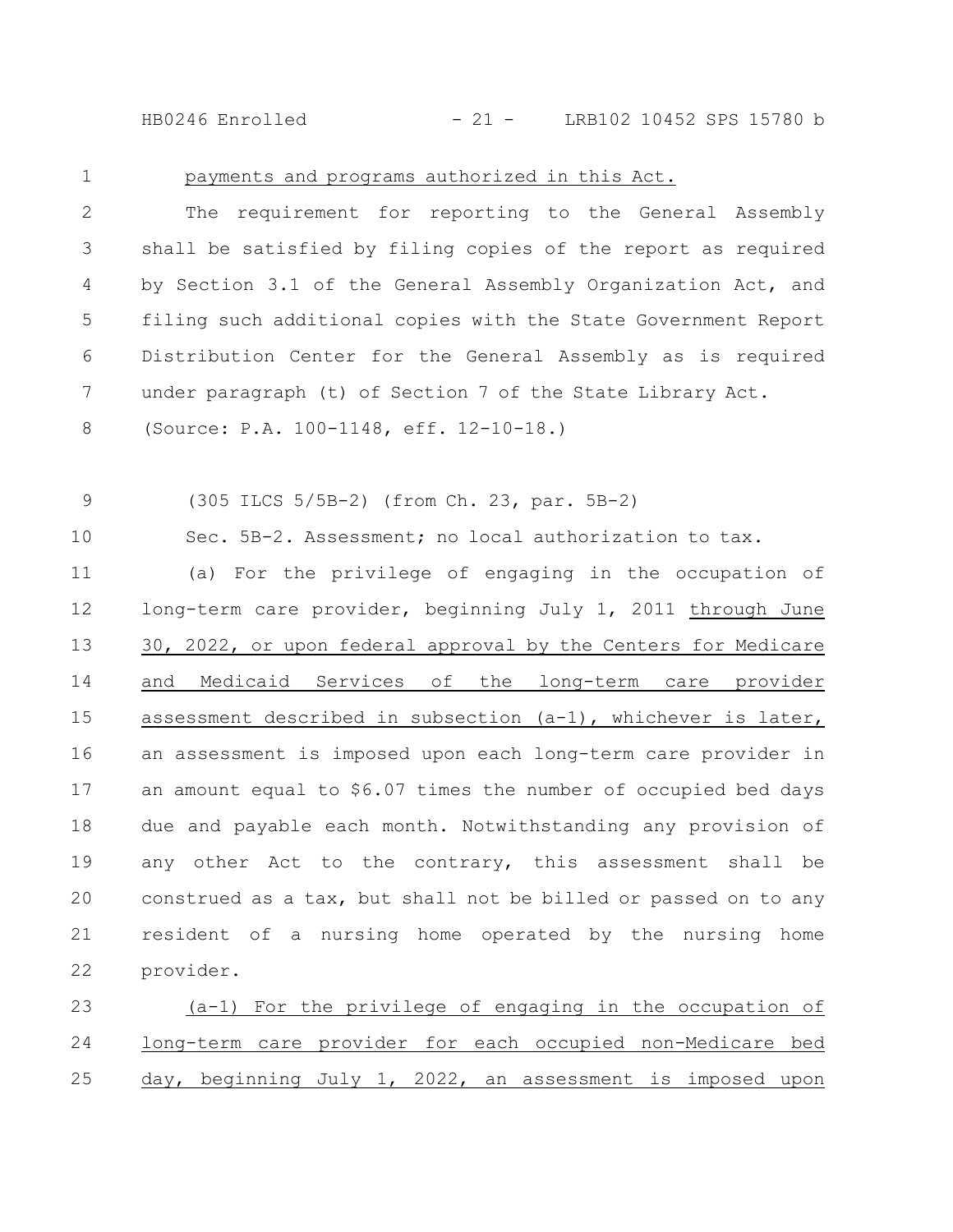payments and programs authorized in this Act.

The requirement for reporting to the General Assembly shall be satisfied by filing copies of the report as required by Section 3.1 of the General Assembly Organization Act, and filing such additional copies with the State Government Report Distribution Center for the General Assembly as is required under paragraph (t) of Section 7 of the State Library Act.

(Source: P.A. 100-1148, eff. 12-10-18.)

(305 ILCS 5/5B-2) (from Ch. 23, par. 5B-2)

Sec. 5B-2. Assessment; no local authorization to tax.

(a) For the privilege of engaging in the occupation of long-term care provider, beginning July 1, 2011 through June 30, 2022, or upon federal approval by the Centers for Medicare and Medicaid Services of the long-term care provider assessment described in subsection (a-1), whichever is later, an assessment is imposed upon each long-term care provider in an amount equal to $6.07 times the number of occupied bed days due and payable each month. Notwithstanding any provision of any other Act to the contrary, this assessment shall be construed as a tax, but shall not be billed or passed on to any resident of a nursing home operated by the nursing home provider.

(a-1) For the privilege of engaging in the occupation of long-term care provider for each occupied non-Medicare bed day, beginning July 1, 2022, an assessment is imposed upon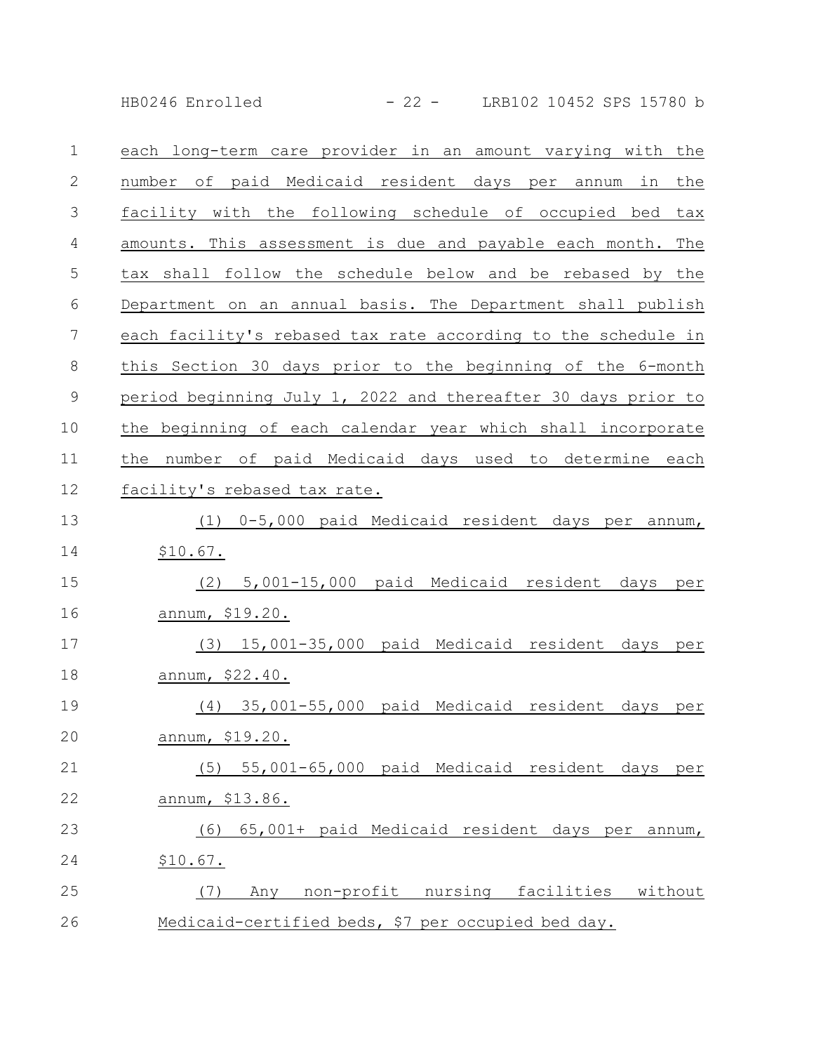each long-term care provider in an amount varying with the number of paid Medicaid resident days per annum in the facility with the following schedule of occupied bed tax amounts. This assessment is due and payable each month. The tax shall follow the schedule below and be rebased by the Department on an annual basis. The Department shall publish each facility's rebased tax rate according to the schedule in this Section 30 days prior to the beginning of the 6-month period beginning July 1, 2022 and thereafter 30 days prior to the beginning of each calendar year which shall incorporate the number of paid Medicaid days used to determine each facility's rebased tax rate.

(1) 0-5,000 paid Medicaid resident days per annum, $10.67.

(2) 5,001-15,000 paid Medicaid resident days per annum, $19.20.

(3) 15,001-35,000 paid Medicaid resident days per annum, $22.40.

(4) 35,001-55,000 paid Medicaid resident days per annum, $19.20.

(5) 55,001-65,000 paid Medicaid resident days per annum, $13.86.

(6) 65,001+ paid Medicaid resident days per annum, $10.67.

(7) Any non-profit nursing facilities without Medicaid-certified beds, $7 per occupied bed day.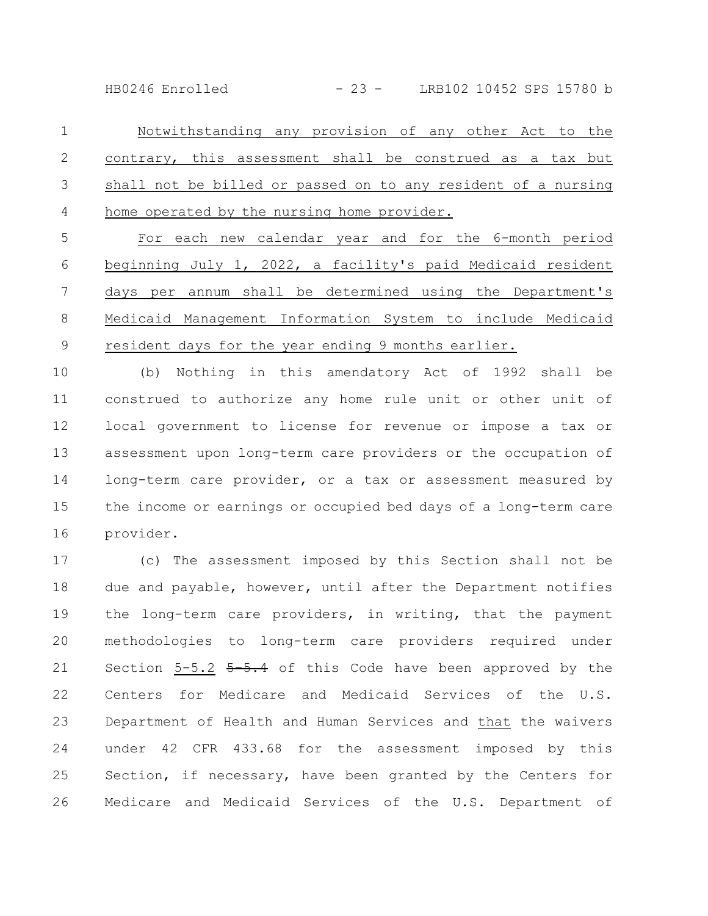Notwithstanding any provision of any other Act to the contrary, this assessment shall be construed as a tax but shall not be billed or passed on to any resident of a nursing home operated by the nursing home provider.

For each new calendar year and for the 6-month period beginning July 1, 2022, a facility's paid Medicaid resident days per annum shall be determined using the Department's Medicaid Management Information System to include Medicaid resident days for the year ending 9 months earlier.

(b) Nothing in this amendatory Act of 1992 shall be construed to authorize any home rule unit or other unit of local government to license for revenue or impose a tax or assessment upon long-term care providers or the occupation of long-term care provider, or a tax or assessment measured by the income or earnings or occupied bed days of a long-term care provider.

(c) The assessment imposed by this Section shall not be due and payable, however, until after the Department notifies the long-term care providers, in writing, that the payment methodologies to long-term care providers required under Section 5-5.2 ~~5-5.4~~ of this Code have been approved by the Centers for Medicare and Medicaid Services of the U.S. Department of Health and Human Services and that the waivers under 42 CFR 433.68 for the assessment imposed by this Section, if necessary, have been granted by the Centers for Medicare and Medicaid Services of the U.S. Department of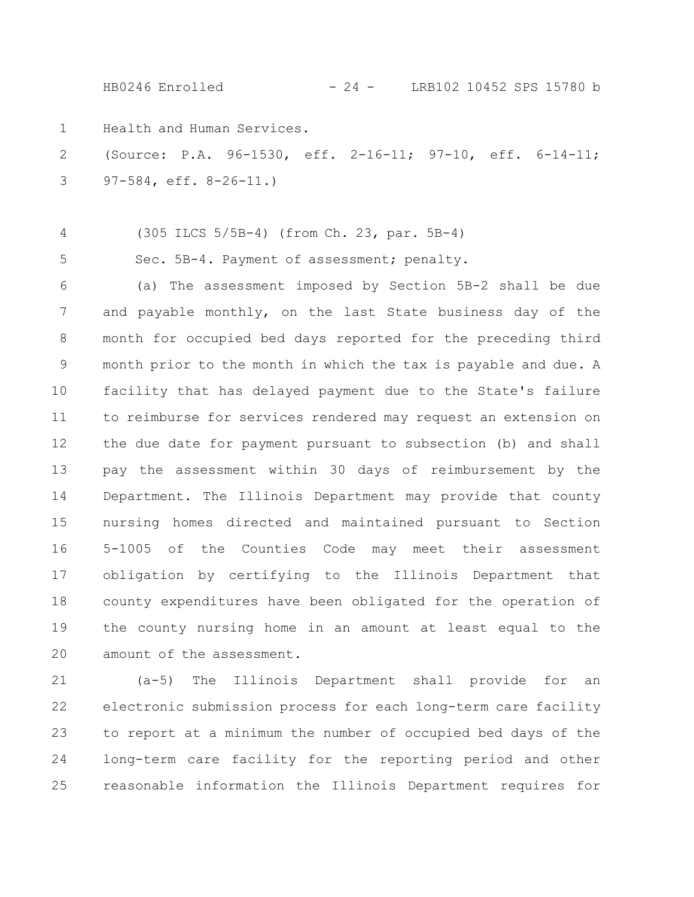Health and Human Services.

(Source: P.A. 96-1530, eff. 2-16-11; 97-10, eff. 6-14-11; 97-584, eff. 8-26-11.)

(305 ILCS 5/5B-4) (from Ch. 23, par. 5B-4)

Sec. 5B-4. Payment of assessment; penalty.

(a) The assessment imposed by Section 5B-2 shall be due and payable monthly, on the last State business day of the month for occupied bed days reported for the preceding third month prior to the month in which the tax is payable and due. A facility that has delayed payment due to the State's failure to reimburse for services rendered may request an extension on the due date for payment pursuant to subsection (b) and shall pay the assessment within 30 days of reimbursement by the Department. The Illinois Department may provide that county nursing homes directed and maintained pursuant to Section 5-1005 of the Counties Code may meet their assessment obligation by certifying to the Illinois Department that county expenditures have been obligated for the operation of the county nursing home in an amount at least equal to the amount of the assessment.

(a-5) The Illinois Department shall provide for an electronic submission process for each long-term care facility to report at a minimum the number of occupied bed days of the long-term care facility for the reporting period and other reasonable information the Illinois Department requires for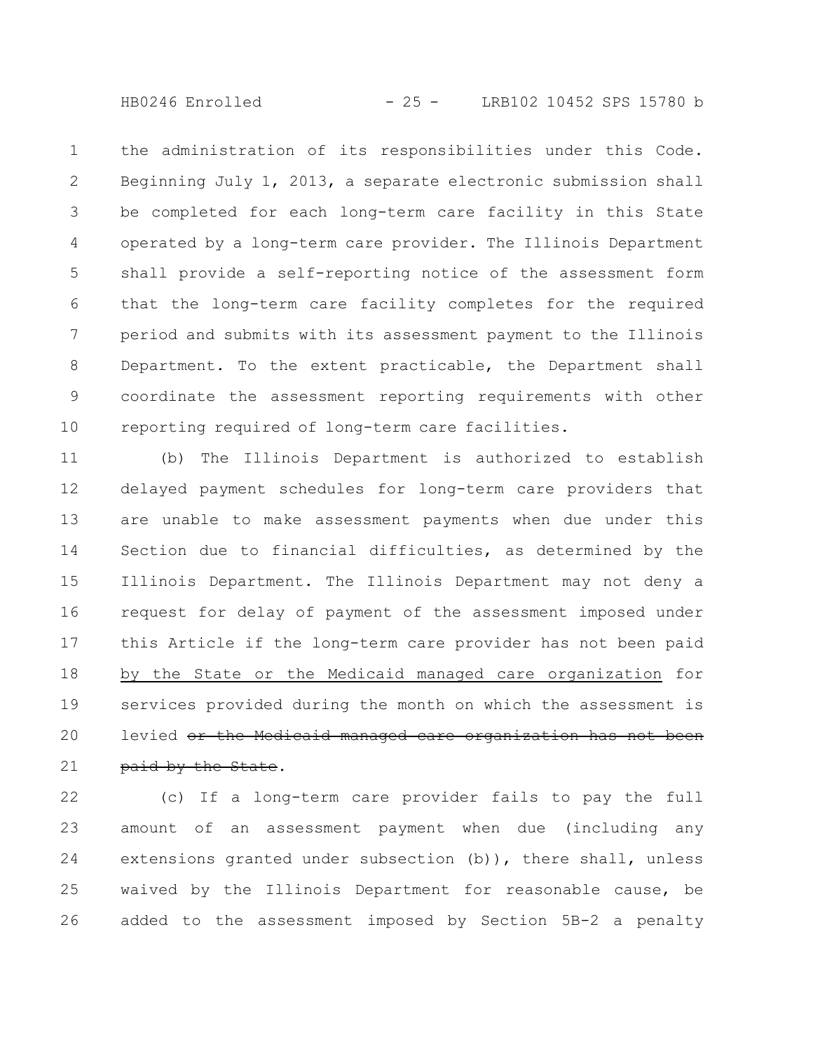the administration of its responsibilities under this Code. Beginning July 1, 2013, a separate electronic submission shall be completed for each long-term care facility in this State operated by a long-term care provider. The Illinois Department shall provide a self-reporting notice of the assessment form that the long-term care facility completes for the required period and submits with its assessment payment to the Illinois Department. To the extent practicable, the Department shall coordinate the assessment reporting requirements with other reporting required of long-term care facilities.

(b) The Illinois Department is authorized to establish delayed payment schedules for long-term care providers that are unable to make assessment payments when due under this Section due to financial difficulties, as determined by the Illinois Department. The Illinois Department may not deny a request for delay of payment of the assessment imposed under this Article if the long-term care provider has not been paid by the State or the Medicaid managed care organization for services provided during the month on which the assessment is levied ~~or the Medicaid managed care organization has not been paid by the State~~.

(c) If a long-term care provider fails to pay the full amount of an assessment payment when due (including any extensions granted under subsection (b)), there shall, unless waived by the Illinois Department for reasonable cause, be added to the assessment imposed by Section 5B-2 a penalty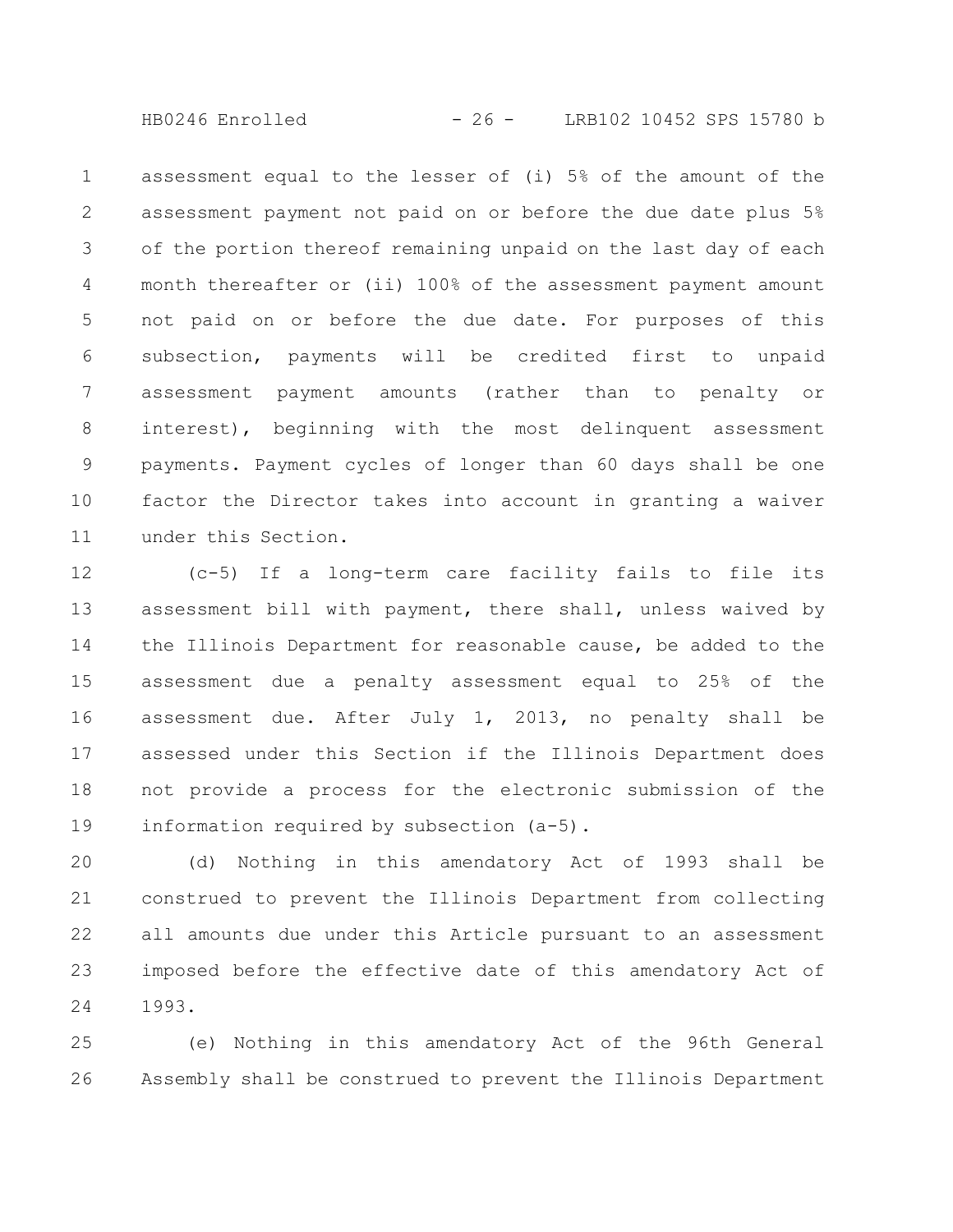assessment equal to the lesser of (i) 5% of the amount of the assessment payment not paid on or before the due date plus 5% of the portion thereof remaining unpaid on the last day of each month thereafter or (ii) 100% of the assessment payment amount not paid on or before the due date. For purposes of this subsection, payments will be credited first to unpaid assessment payment amounts (rather than to penalty or interest), beginning with the most delinquent assessment payments. Payment cycles of longer than 60 days shall be one factor the Director takes into account in granting a waiver under this Section.

(c-5) If a long-term care facility fails to file its assessment bill with payment, there shall, unless waived by the Illinois Department for reasonable cause, be added to the assessment due a penalty assessment equal to 25% of the assessment due. After July 1, 2013, no penalty shall be assessed under this Section if the Illinois Department does not provide a process for the electronic submission of the information required by subsection (a-5).

(d) Nothing in this amendatory Act of 1993 shall be construed to prevent the Illinois Department from collecting all amounts due under this Article pursuant to an assessment imposed before the effective date of this amendatory Act of 1993.

(e) Nothing in this amendatory Act of the 96th General Assembly shall be construed to prevent the Illinois Department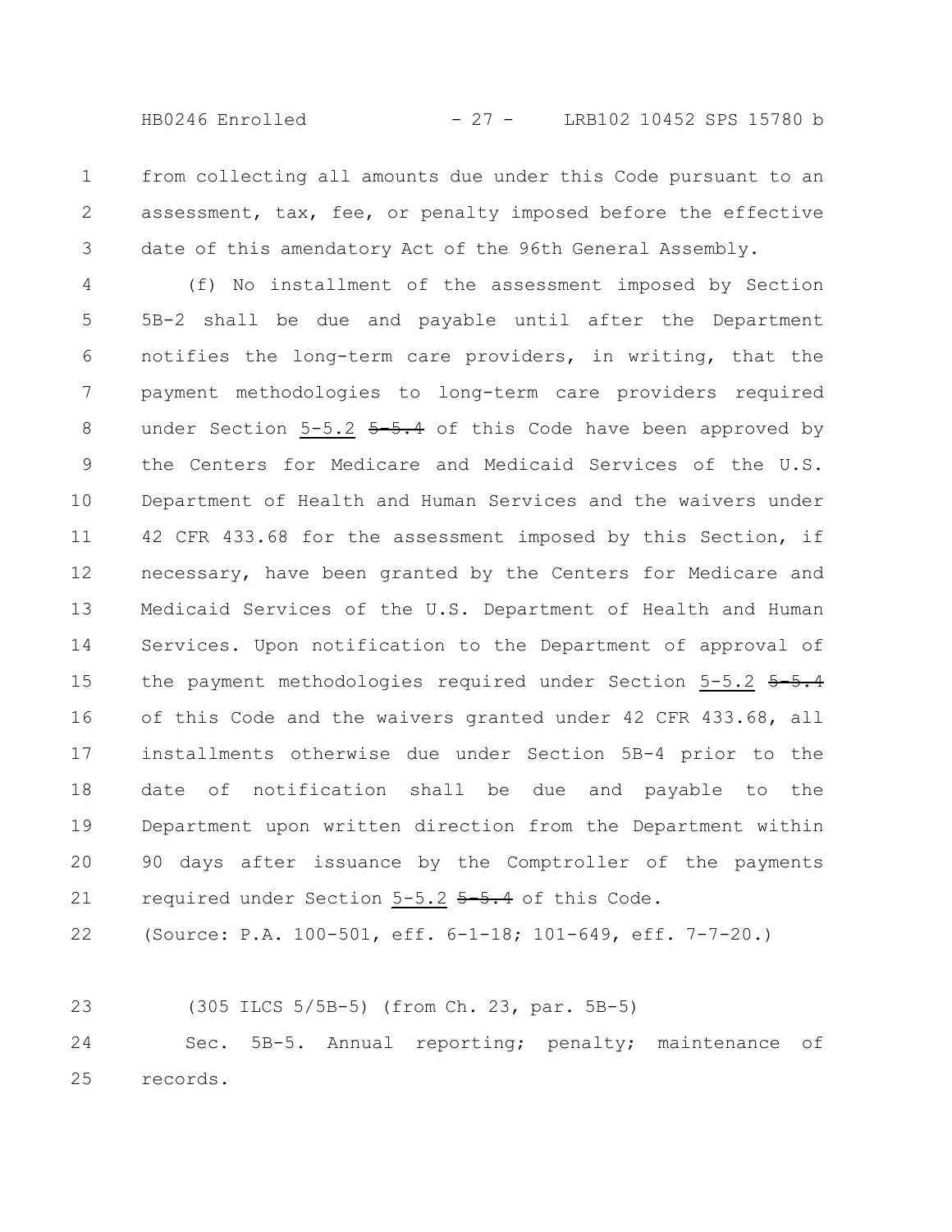from collecting all amounts due under this Code pursuant to an assessment, tax, fee, or penalty imposed before the effective date of this amendatory Act of the 96th General Assembly.

(f) No installment of the assessment imposed by Section 5B-2 shall be due and payable until after the Department notifies the long-term care providers, in writing, that the payment methodologies to long-term care providers required under Section 5-5.2 ~~5-5.4~~ of this Code have been approved by the Centers for Medicare and Medicaid Services of the U.S. Department of Health and Human Services and the waivers under 42 CFR 433.68 for the assessment imposed by this Section, if necessary, have been granted by the Centers for Medicare and Medicaid Services of the U.S. Department of Health and Human Services. Upon notification to the Department of approval of the payment methodologies required under Section 5-5.2 ~~5-5.4~~ of this Code and the waivers granted under 42 CFR 433.68, all installments otherwise due under Section 5B-4 prior to the date of notification shall be due and payable to the Department upon written direction from the Department within 90 days after issuance by the Comptroller of the payments required under Section 5-5.2 ~~5-5.4~~ of this Code.

(Source: P.A. 100-501, eff. 6-1-18; 101-649, eff. 7-7-20.)

(305 ILCS 5/5B-5) (from Ch. 23, par. 5B-5)

Sec. 5B-5. Annual reporting; penalty; maintenance of records.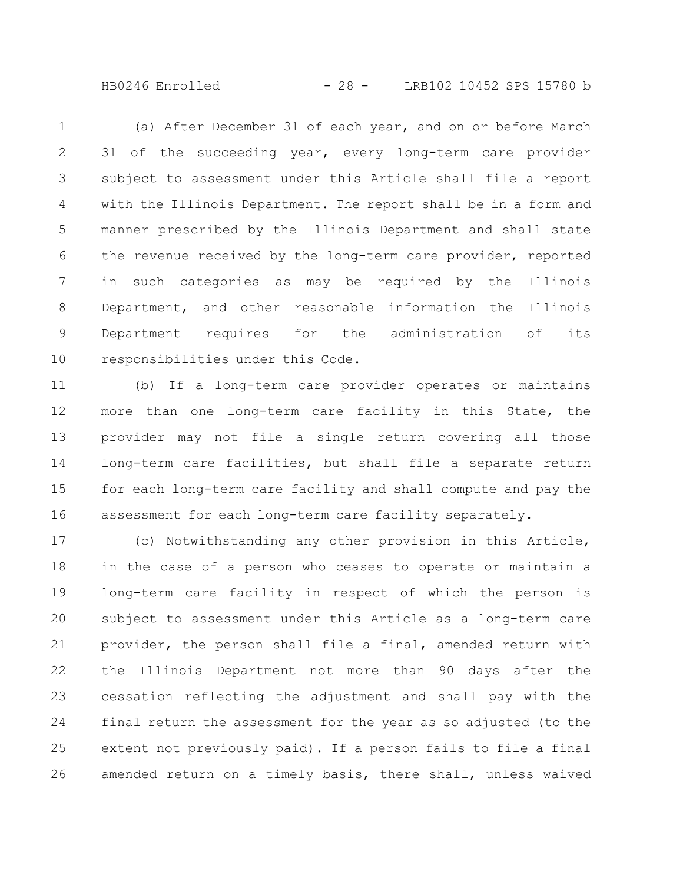(a) After December 31 of each year, and on or before March 31 of the succeeding year, every long-term care provider subject to assessment under this Article shall file a report with the Illinois Department. The report shall be in a form and manner prescribed by the Illinois Department and shall state the revenue received by the long-term care provider, reported in such categories as may be required by the Illinois Department, and other reasonable information the Illinois Department requires for the administration of its responsibilities under this Code.

(b) If a long-term care provider operates or maintains more than one long-term care facility in this State, the provider may not file a single return covering all those long-term care facilities, but shall file a separate return for each long-term care facility and shall compute and pay the assessment for each long-term care facility separately.

(c) Notwithstanding any other provision in this Article, in the case of a person who ceases to operate or maintain a long-term care facility in respect of which the person is subject to assessment under this Article as a long-term care provider, the person shall file a final, amended return with the Illinois Department not more than 90 days after the cessation reflecting the adjustment and shall pay with the final return the assessment for the year as so adjusted (to the extent not previously paid). If a person fails to file a final amended return on a timely basis, there shall, unless waived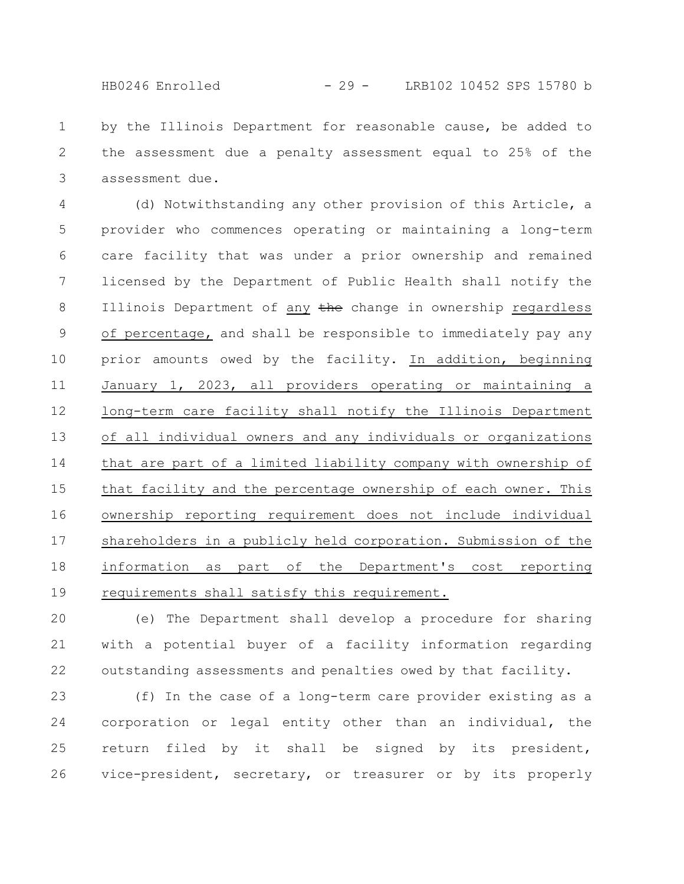by the Illinois Department for reasonable cause, be added to the assessment due a penalty assessment equal to 25% of the assessment due.

(d) Notwithstanding any other provision of this Article, a provider who commences operating or maintaining a long-term care facility that was under a prior ownership and remained licensed by the Department of Public Health shall notify the Illinois Department of any ~~the~~ change in ownership regardless of percentage, and shall be responsible to immediately pay any prior amounts owed by the facility. In addition, beginning January 1, 2023, all providers operating or maintaining a long-term care facility shall notify the Illinois Department of all individual owners and any individuals or organizations that are part of a limited liability company with ownership of that facility and the percentage ownership of each owner. This ownership reporting requirement does not include individual shareholders in a publicly held corporation. Submission of the information as part of the Department's cost reporting requirements shall satisfy this requirement.

(e) The Department shall develop a procedure for sharing with a potential buyer of a facility information regarding outstanding assessments and penalties owed by that facility.

(f) In the case of a long-term care provider existing as a corporation or legal entity other than an individual, the return filed by it shall be signed by its president, vice-president, secretary, or treasurer or by its properly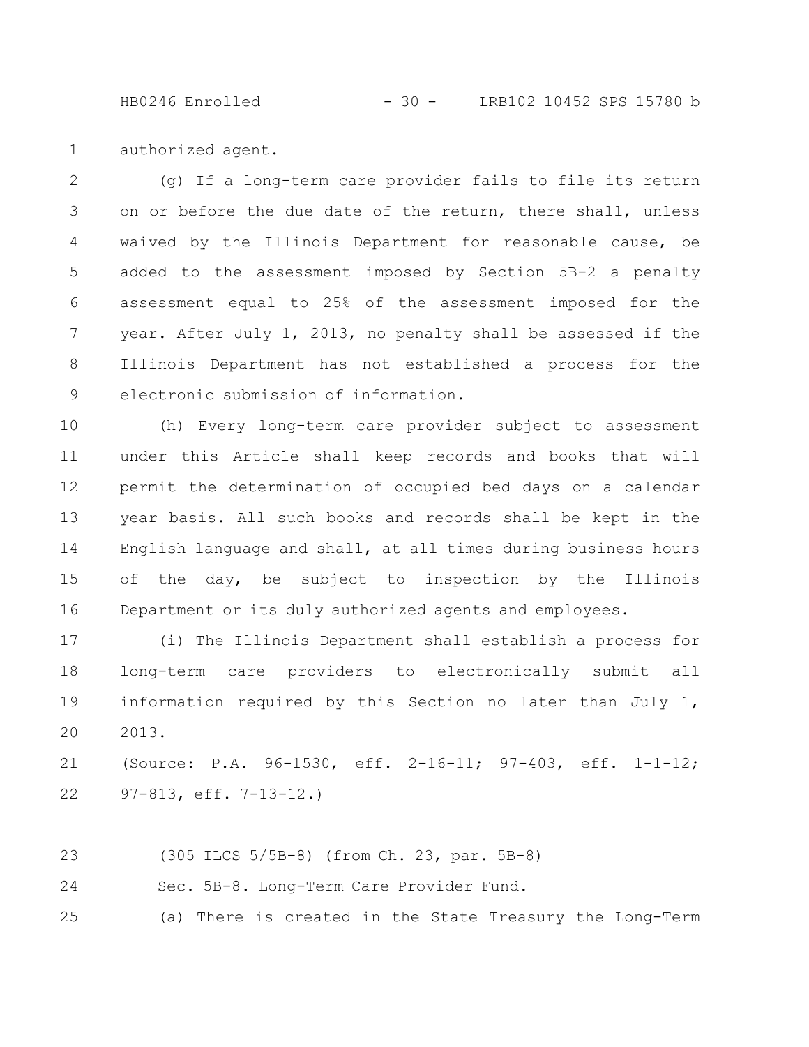authorized agent.

(g) If a long-term care provider fails to file its return on or before the due date of the return, there shall, unless waived by the Illinois Department for reasonable cause, be added to the assessment imposed by Section 5B-2 a penalty assessment equal to 25% of the assessment imposed for the year. After July 1, 2013, no penalty shall be assessed if the Illinois Department has not established a process for the electronic submission of information.

(h) Every long-term care provider subject to assessment under this Article shall keep records and books that will permit the determination of occupied bed days on a calendar year basis. All such books and records shall be kept in the English language and shall, at all times during business hours of the day, be subject to inspection by the Illinois Department or its duly authorized agents and employees.

(i) The Illinois Department shall establish a process for long-term care providers to electronically submit all information required by this Section no later than July 1, 2013.

(Source: P.A. 96-1530, eff. 2-16-11; 97-403, eff. 1-1-12; 97-813, eff. 7-13-12.)

(305 ILCS 5/5B-8) (from Ch. 23, par. 5B-8)

Sec. 5B-8. Long-Term Care Provider Fund.

(a) There is created in the State Treasury the Long-Term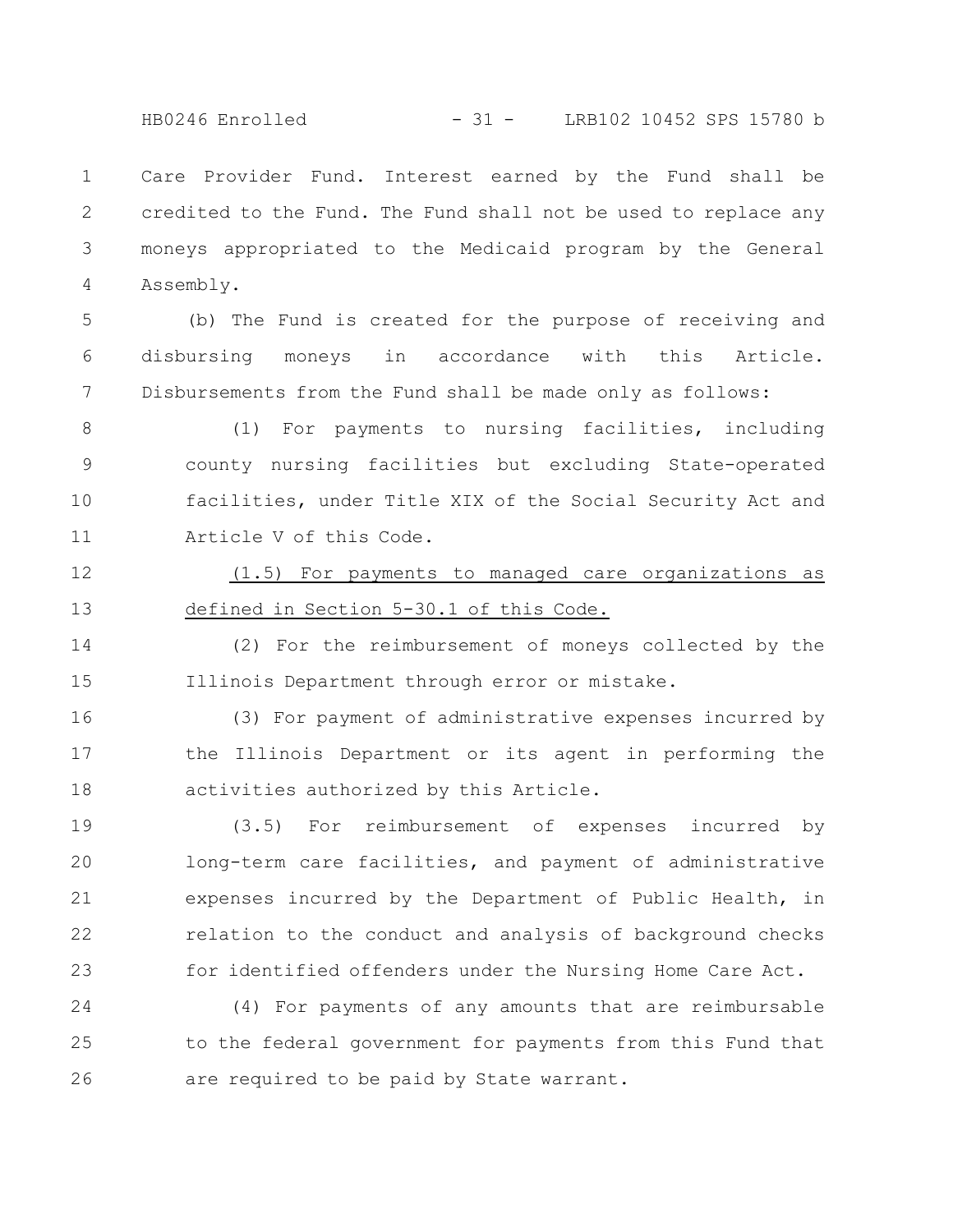Care Provider Fund. Interest earned by the Fund shall be credited to the Fund. The Fund shall not be used to replace any moneys appropriated to the Medicaid program by the General Assembly.

(b) The Fund is created for the purpose of receiving and disbursing moneys in accordance with this Article. Disbursements from the Fund shall be made only as follows:

(1) For payments to nursing facilities, including county nursing facilities but excluding State-operated facilities, under Title XIX of the Social Security Act and Article V of this Code.

<u>(1.5) For payments to managed care organizations as defined in Section 5-30.1 of this Code.</u>

(2) For the reimbursement of moneys collected by the Illinois Department through error or mistake.

(3) For payment of administrative expenses incurred by the Illinois Department or its agent in performing the activities authorized by this Article.

(3.5) For reimbursement of expenses incurred by long-term care facilities, and payment of administrative expenses incurred by the Department of Public Health, in relation to the conduct and analysis of background checks for identified offenders under the Nursing Home Care Act.

(4) For payments of any amounts that are reimbursable to the federal government for payments from this Fund that are required to be paid by State warrant.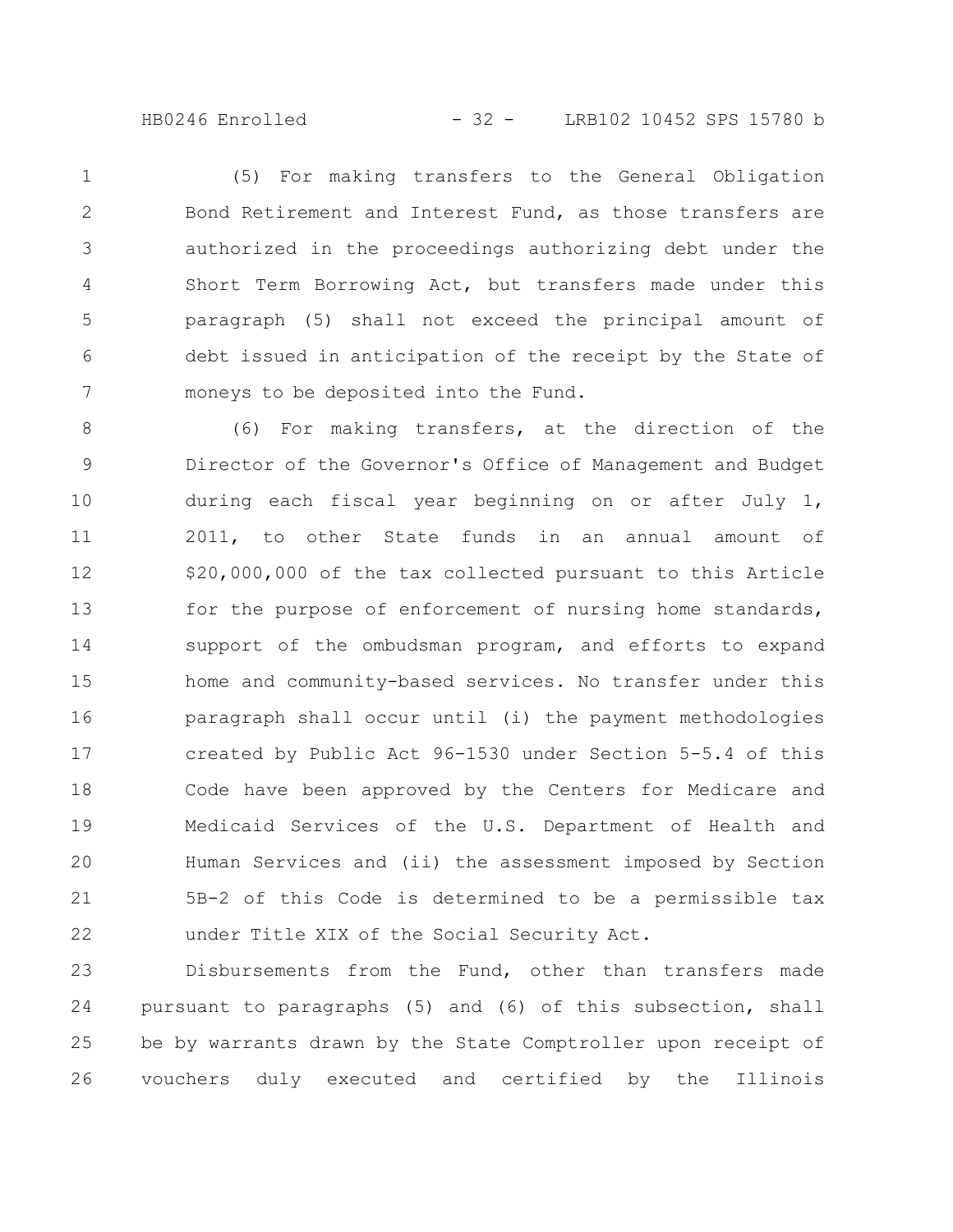(5) For making transfers to the General Obligation Bond Retirement and Interest Fund, as those transfers are authorized in the proceedings authorizing debt under the Short Term Borrowing Act, but transfers made under this paragraph (5) shall not exceed the principal amount of debt issued in anticipation of the receipt by the State of moneys to be deposited into the Fund.

(6) For making transfers, at the direction of the Director of the Governor's Office of Management and Budget during each fiscal year beginning on or after July 1, 2011, to other State funds in an annual amount of $20,000,000 of the tax collected pursuant to this Article for the purpose of enforcement of nursing home standards, support of the ombudsman program, and efforts to expand home and community-based services. No transfer under this paragraph shall occur until (i) the payment methodologies created by Public Act 96-1530 under Section 5-5.4 of this Code have been approved by the Centers for Medicare and Medicaid Services of the U.S. Department of Health and Human Services and (ii) the assessment imposed by Section 5B-2 of this Code is determined to be a permissible tax under Title XIX of the Social Security Act.

Disbursements from the Fund, other than transfers made pursuant to paragraphs (5) and (6) of this subsection, shall be by warrants drawn by the State Comptroller upon receipt of vouchers duly executed and certified by the Illinois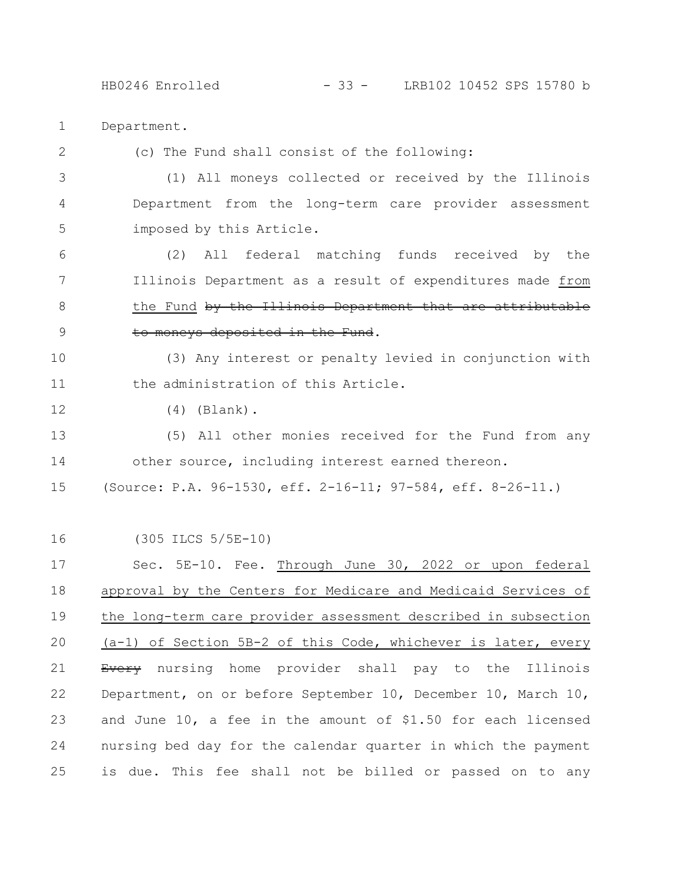Department.

(c) The Fund shall consist of the following:

(1) All moneys collected or received by the Illinois Department from the long-term care provider assessment imposed by this Article.

(2) All federal matching funds received by the Illinois Department as a result of expenditures made <u>from the Fund</u> ~~by the Illinois Department that are attributable to moneys deposited in the Fund~~.

(3) Any interest or penalty levied in conjunction with the administration of this Article.

(4) (Blank).

(5) All other monies received for the Fund from any other source, including interest earned thereon.

(Source: P.A. 96-1530, eff. 2-16-11; 97-584, eff. 8-26-11.)

(305 ILCS 5/5E-10)

Sec. 5E-10. Fee. <u>Through June 30, 2022 or upon federal approval by the Centers for Medicare and Medicaid Services of the long-term care provider assessment described in subsection (a-1) of Section 5B-2 of this Code, whichever is later, every</u> ~~Every~~ nursing home provider shall pay to the Illinois Department, on or before September 10, December 10, March 10, and June 10, a fee in the amount of $1.50 for each licensed nursing bed day for the calendar quarter in which the payment is due. This fee shall not be billed or passed on to any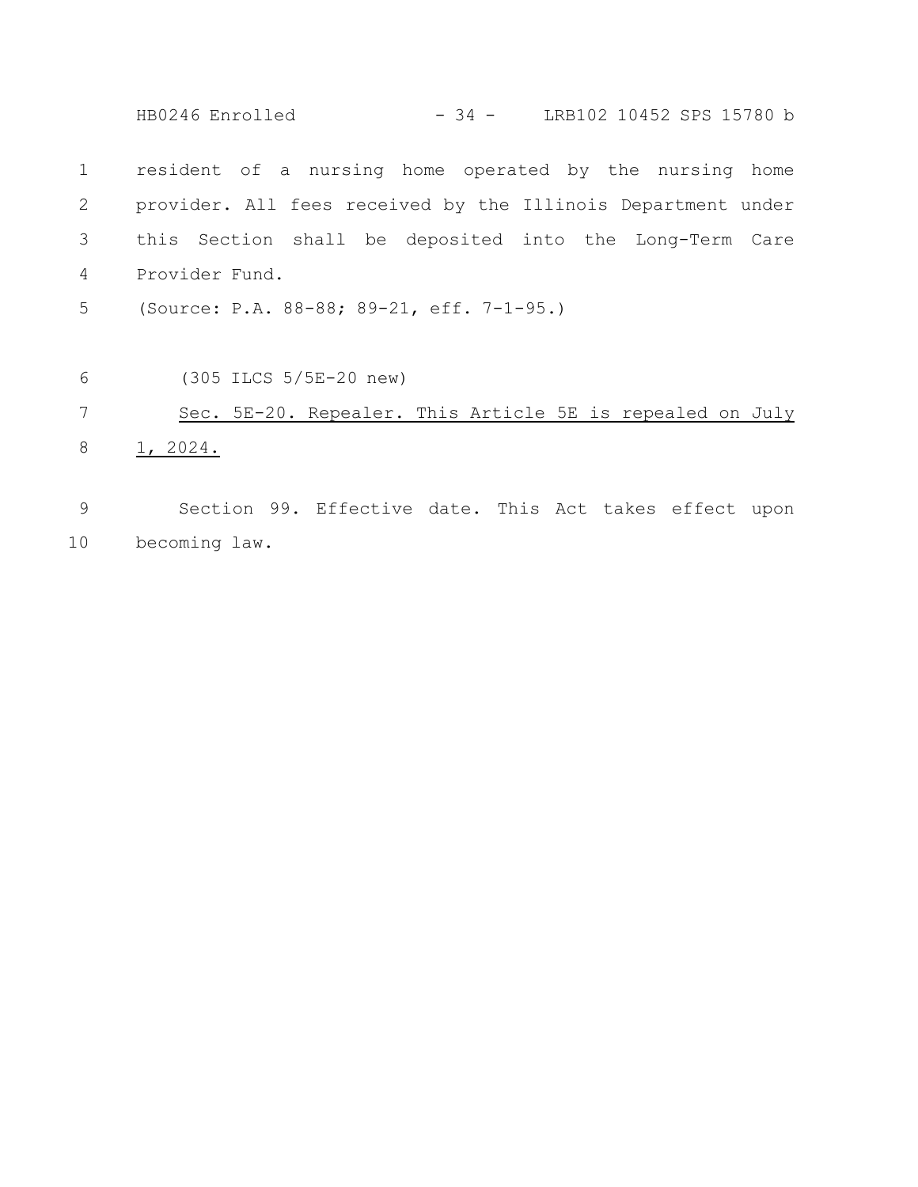resident of a nursing home operated by the nursing home provider. All fees received by the Illinois Department under this Section shall be deposited into the Long-Term Care Provider Fund.

(Source: P.A. 88-88; 89-21, eff. 7-1-95.)

(305 ILCS 5/5E-20 new)

Sec. 5E-20. Repealer. This Article 5E is repealed on July 1, 2024.

Section 99. Effective date. This Act takes effect upon becoming law.